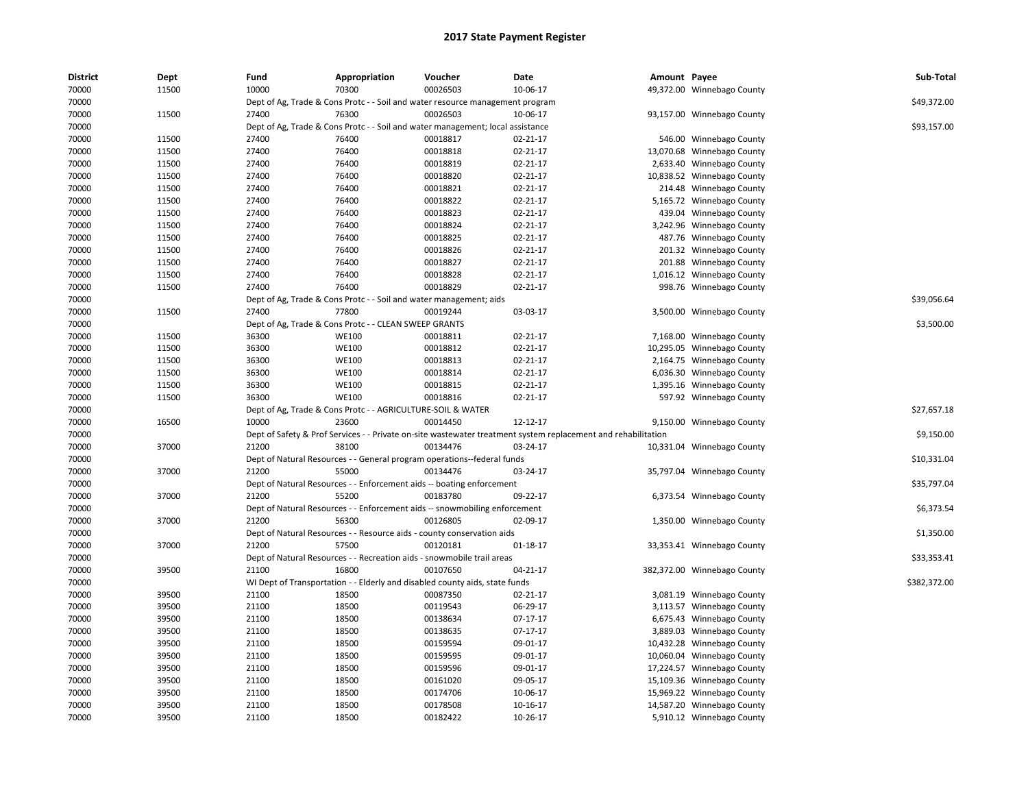# 2017 State Payment Register

| District | Dept | Fund | Appropriation | Voucher | Date | Amount | Payee | Sub-Total |
|---|---|---|---|---|---|---|---|---|
| 70000 | 11500 | 10000 | 70300 | 00026503 | 10-06-17 | 49,372.00 | Winnebago County | |
| 70000 | | Dept of Ag, Trade & Cons Protc - - Soil and water resource management program | | | | | | $49,372.00 |
| 70000 | 11500 | 27400 | 76300 | 00026503 | 10-06-17 | 93,157.00 | Winnebago County | |
| 70000 | | Dept of Ag, Trade & Cons Protc - - Soil and water management; local assistance | | | | | | $93,157.00 |
| 70000 | 11500 | 27400 | 76400 | 00018817 | 02-21-17 | 546.00 | Winnebago County | |
| 70000 | 11500 | 27400 | 76400 | 00018818 | 02-21-17 | 13,070.68 | Winnebago County | |
| 70000 | 11500 | 27400 | 76400 | 00018819 | 02-21-17 | 2,633.40 | Winnebago County | |
| 70000 | 11500 | 27400 | 76400 | 00018820 | 02-21-17 | 10,838.52 | Winnebago County | |
| 70000 | 11500 | 27400 | 76400 | 00018821 | 02-21-17 | 214.48 | Winnebago County | |
| 70000 | 11500 | 27400 | 76400 | 00018822 | 02-21-17 | 5,165.72 | Winnebago County | |
| 70000 | 11500 | 27400 | 76400 | 00018823 | 02-21-17 | 439.04 | Winnebago County | |
| 70000 | 11500 | 27400 | 76400 | 00018824 | 02-21-17 | 3,242.96 | Winnebago County | |
| 70000 | 11500 | 27400 | 76400 | 00018825 | 02-21-17 | 487.76 | Winnebago County | |
| 70000 | 11500 | 27400 | 76400 | 00018826 | 02-21-17 | 201.32 | Winnebago County | |
| 70000 | 11500 | 27400 | 76400 | 00018827 | 02-21-17 | 201.88 | Winnebago County | |
| 70000 | 11500 | 27400 | 76400 | 00018828 | 02-21-17 | 1,016.12 | Winnebago County | |
| 70000 | 11500 | 27400 | 76400 | 00018829 | 02-21-17 | 998.76 | Winnebago County | |
| 70000 | | Dept of Ag, Trade & Cons Protc - - Soil and water management; aids | | | | | | $39,056.64 |
| 70000 | 11500 | 27400 | 77800 | 00019244 | 03-03-17 | 3,500.00 | Winnebago County | |
| 70000 | | Dept of Ag, Trade & Cons Protc - - CLEAN SWEEP GRANTS | | | | | | $3,500.00 |
| 70000 | 11500 | 36300 | WE100 | 00018811 | 02-21-17 | 7,168.00 | Winnebago County | |
| 70000 | 11500 | 36300 | WE100 | 00018812 | 02-21-17 | 10,295.05 | Winnebago County | |
| 70000 | 11500 | 36300 | WE100 | 00018813 | 02-21-17 | 2,164.75 | Winnebago County | |
| 70000 | 11500 | 36300 | WE100 | 00018814 | 02-21-17 | 6,036.30 | Winnebago County | |
| 70000 | 11500 | 36300 | WE100 | 00018815 | 02-21-17 | 1,395.16 | Winnebago County | |
| 70000 | 11500 | 36300 | WE100 | 00018816 | 02-21-17 | 597.92 | Winnebago County | |
| 70000 | | Dept of Ag, Trade & Cons Protc - - AGRICULTURE-SOIL & WATER | | | | | | $27,657.18 |
| 70000 | 16500 | 10000 | 23600 | 00014450 | 12-12-17 | 9,150.00 | Winnebago County | |
| 70000 | | Dept of Safety & Prof Services - - Private on-site wastewater treatment system replacement and rehabilitation | | | | | | $9,150.00 |
| 70000 | 37000 | 21200 | 38100 | 00134476 | 03-24-17 | 10,331.04 | Winnebago County | |
| 70000 | | Dept of Natural Resources - - General program operations--federal funds | | | | | | $10,331.04 |
| 70000 | 37000 | 21200 | 55000 | 00134476 | 03-24-17 | 35,797.04 | Winnebago County | |
| 70000 | | Dept of Natural Resources - - Enforcement aids -- boating enforcement | | | | | | $35,797.04 |
| 70000 | 37000 | 21200 | 55200 | 00183780 | 09-22-17 | 6,373.54 | Winnebago County | |
| 70000 | | Dept of Natural Resources - - Enforcement aids -- snowmobiling enforcement | | | | | | $6,373.54 |
| 70000 | 37000 | 21200 | 56300 | 00126805 | 02-09-17 | 1,350.00 | Winnebago County | |
| 70000 | | Dept of Natural Resources - - Resource aids - county conservation aids | | | | | | $1,350.00 |
| 70000 | 37000 | 21200 | 57500 | 00120181 | 01-18-17 | 33,353.41 | Winnebago County | |
| 70000 | | Dept of Natural Resources - - Recreation aids - snowmobile trail areas | | | | | | $33,353.41 |
| 70000 | 39500 | 21100 | 16800 | 00107650 | 04-21-17 | 382,372.00 | Winnebago County | |
| 70000 | | WI Dept of Transportation - - Elderly and disabled county aids, state funds | | | | | | $382,372.00 |
| 70000 | 39500 | 21100 | 18500 | 00087350 | 02-21-17 | 3,081.19 | Winnebago County | |
| 70000 | 39500 | 21100 | 18500 | 00119543 | 06-29-17 | 3,113.57 | Winnebago County | |
| 70000 | 39500 | 21100 | 18500 | 00138634 | 07-17-17 | 6,675.43 | Winnebago County | |
| 70000 | 39500 | 21100 | 18500 | 00138635 | 07-17-17 | 3,889.03 | Winnebago County | |
| 70000 | 39500 | 21100 | 18500 | 00159594 | 09-01-17 | 10,432.28 | Winnebago County | |
| 70000 | 39500 | 21100 | 18500 | 00159595 | 09-01-17 | 10,060.04 | Winnebago County | |
| 70000 | 39500 | 21100 | 18500 | 00159596 | 09-01-17 | 17,224.57 | Winnebago County | |
| 70000 | 39500 | 21100 | 18500 | 00161020 | 09-05-17 | 15,109.36 | Winnebago County | |
| 70000 | 39500 | 21100 | 18500 | 00174706 | 10-06-17 | 15,969.22 | Winnebago County | |
| 70000 | 39500 | 21100 | 18500 | 00178508 | 10-16-17 | 14,587.20 | Winnebago County | |
| 70000 | 39500 | 21100 | 18500 | 00182422 | 10-26-17 | 5,910.12 | Winnebago County | |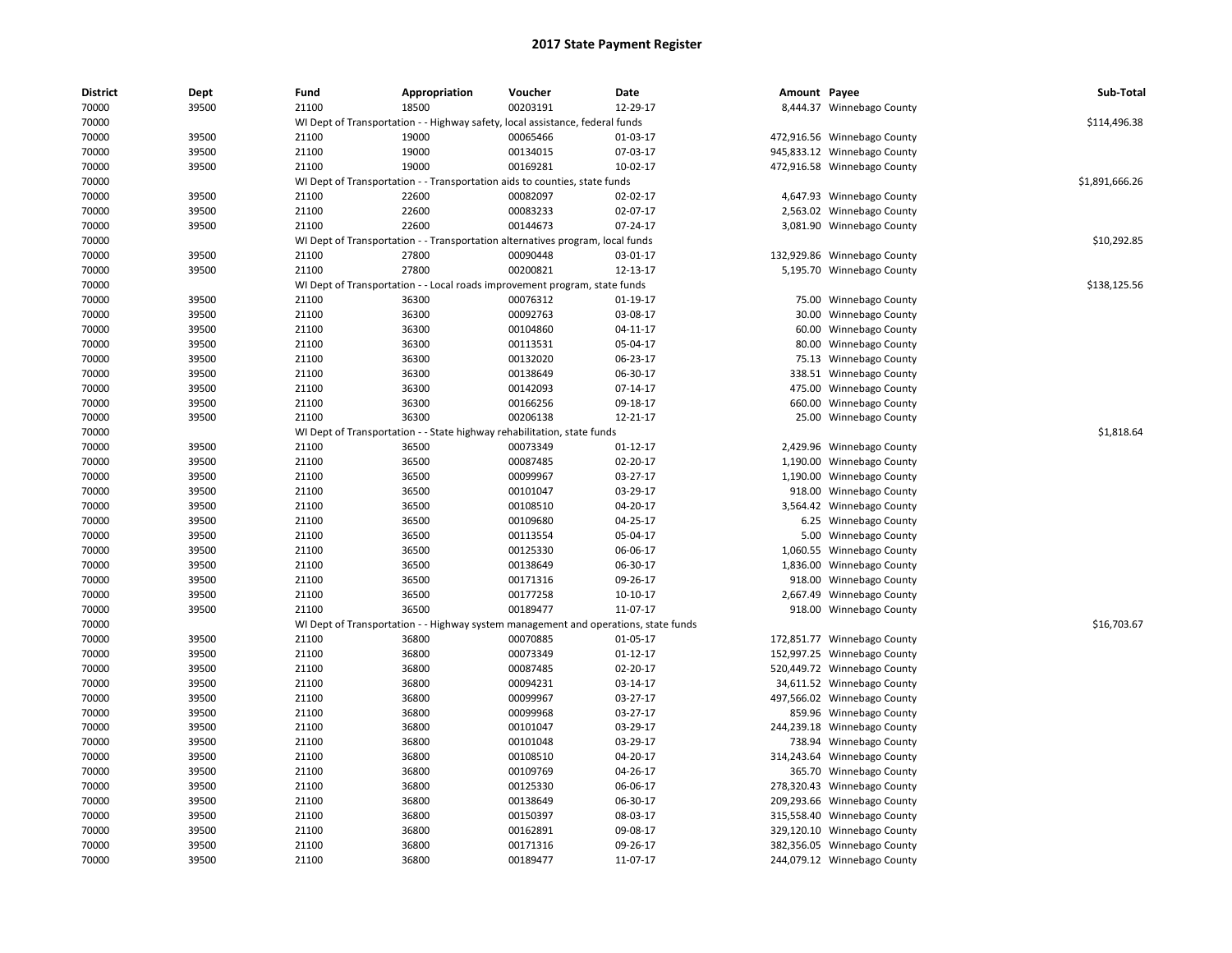# 2017 State Payment Register

| District | Dept | Fund | Appropriation | Voucher | Date | Amount | Payee | Sub-Total |
|---|---|---|---|---|---|---|---|---|
| 70000 | 39500 | 21100 | 18500 | 00203191 | 12-29-17 | 8,444.37 | Winnebago County | |
| 70000 | | WI Dept of Transportation - - Highway safety, local assistance, federal funds | | | | | | $114,496.38 |
| 70000 | 39500 | 21100 | 19000 | 00065466 | 01-03-17 | 472,916.56 | Winnebago County | |
| 70000 | 39500 | 21100 | 19000 | 00134015 | 07-03-17 | 945,833.12 | Winnebago County | |
| 70000 | 39500 | 21100 | 19000 | 00169281 | 10-02-17 | 472,916.58 | Winnebago County | |
| 70000 | | WI Dept of Transportation - - Transportation aids to counties, state funds | | | | | | $1,891,666.26 |
| 70000 | 39500 | 21100 | 22600 | 00082097 | 02-02-17 | 4,647.93 | Winnebago County | |
| 70000 | 39500 | 21100 | 22600 | 00083233 | 02-07-17 | 2,563.02 | Winnebago County | |
| 70000 | 39500 | 21100 | 22600 | 00144673 | 07-24-17 | 3,081.90 | Winnebago County | |
| 70000 | | WI Dept of Transportation - - Transportation alternatives program, local funds | | | | | | $10,292.85 |
| 70000 | 39500 | 21100 | 27800 | 00090448 | 03-01-17 | 132,929.86 | Winnebago County | |
| 70000 | 39500 | 21100 | 27800 | 00200821 | 12-13-17 | 5,195.70 | Winnebago County | |
| 70000 | | WI Dept of Transportation - - Local roads improvement program, state funds | | | | | | $138,125.56 |
| 70000 | 39500 | 21100 | 36300 | 00076312 | 01-19-17 | 75.00 | Winnebago County | |
| 70000 | 39500 | 21100 | 36300 | 00092763 | 03-08-17 | 30.00 | Winnebago County | |
| 70000 | 39500 | 21100 | 36300 | 00104860 | 04-11-17 | 60.00 | Winnebago County | |
| 70000 | 39500 | 21100 | 36300 | 00113531 | 05-04-17 | 80.00 | Winnebago County | |
| 70000 | 39500 | 21100 | 36300 | 00132020 | 06-23-17 | 75.13 | Winnebago County | |
| 70000 | 39500 | 21100 | 36300 | 00138649 | 06-30-17 | 338.51 | Winnebago County | |
| 70000 | 39500 | 21100 | 36300 | 00142093 | 07-14-17 | 475.00 | Winnebago County | |
| 70000 | 39500 | 21100 | 36300 | 00166256 | 09-18-17 | 660.00 | Winnebago County | |
| 70000 | 39500 | 21100 | 36300 | 00206138 | 12-21-17 | 25.00 | Winnebago County | |
| 70000 | | WI Dept of Transportation - - State highway rehabilitation, state funds | | | | | | $1,818.64 |
| 70000 | 39500 | 21100 | 36500 | 00073349 | 01-12-17 | 2,429.96 | Winnebago County | |
| 70000 | 39500 | 21100 | 36500 | 00087485 | 02-20-17 | 1,190.00 | Winnebago County | |
| 70000 | 39500 | 21100 | 36500 | 00099967 | 03-27-17 | 1,190.00 | Winnebago County | |
| 70000 | 39500 | 21100 | 36500 | 00101047 | 03-29-17 | 918.00 | Winnebago County | |
| 70000 | 39500 | 21100 | 36500 | 00108510 | 04-20-17 | 3,564.42 | Winnebago County | |
| 70000 | 39500 | 21100 | 36500 | 00109680 | 04-25-17 | 6.25 | Winnebago County | |
| 70000 | 39500 | 21100 | 36500 | 00113554 | 05-04-17 | 5.00 | Winnebago County | |
| 70000 | 39500 | 21100 | 36500 | 00125330 | 06-06-17 | 1,060.55 | Winnebago County | |
| 70000 | 39500 | 21100 | 36500 | 00138649 | 06-30-17 | 1,836.00 | Winnebago County | |
| 70000 | 39500 | 21100 | 36500 | 00171316 | 09-26-17 | 918.00 | Winnebago County | |
| 70000 | 39500 | 21100 | 36500 | 00177258 | 10-10-17 | 2,667.49 | Winnebago County | |
| 70000 | 39500 | 21100 | 36500 | 00189477 | 11-07-17 | 918.00 | Winnebago County | |
| 70000 | | WI Dept of Transportation - - Highway system management and operations, state funds | | | | | | $16,703.67 |
| 70000 | 39500 | 21100 | 36800 | 00070885 | 01-05-17 | 172,851.77 | Winnebago County | |
| 70000 | 39500 | 21100 | 36800 | 00073349 | 01-12-17 | 152,997.25 | Winnebago County | |
| 70000 | 39500 | 21100 | 36800 | 00087485 | 02-20-17 | 520,449.72 | Winnebago County | |
| 70000 | 39500 | 21100 | 36800 | 00094231 | 03-14-17 | 34,611.52 | Winnebago County | |
| 70000 | 39500 | 21100 | 36800 | 00099967 | 03-27-17 | 497,566.02 | Winnebago County | |
| 70000 | 39500 | 21100 | 36800 | 00099968 | 03-27-17 | 859.96 | Winnebago County | |
| 70000 | 39500 | 21100 | 36800 | 00101047 | 03-29-17 | 244,239.18 | Winnebago County | |
| 70000 | 39500 | 21100 | 36800 | 00101048 | 03-29-17 | 738.94 | Winnebago County | |
| 70000 | 39500 | 21100 | 36800 | 00108510 | 04-20-17 | 314,243.64 | Winnebago County | |
| 70000 | 39500 | 21100 | 36800 | 00109769 | 04-26-17 | 365.70 | Winnebago County | |
| 70000 | 39500 | 21100 | 36800 | 00125330 | 06-06-17 | 278,320.43 | Winnebago County | |
| 70000 | 39500 | 21100 | 36800 | 00138649 | 06-30-17 | 209,293.66 | Winnebago County | |
| 70000 | 39500 | 21100 | 36800 | 00150397 | 08-03-17 | 315,558.40 | Winnebago County | |
| 70000 | 39500 | 21100 | 36800 | 00162891 | 09-08-17 | 329,120.10 | Winnebago County | |
| 70000 | 39500 | 21100 | 36800 | 00171316 | 09-26-17 | 382,356.05 | Winnebago County | |
| 70000 | 39500 | 21100 | 36800 | 00189477 | 11-07-17 | 244,079.12 | Winnebago County | |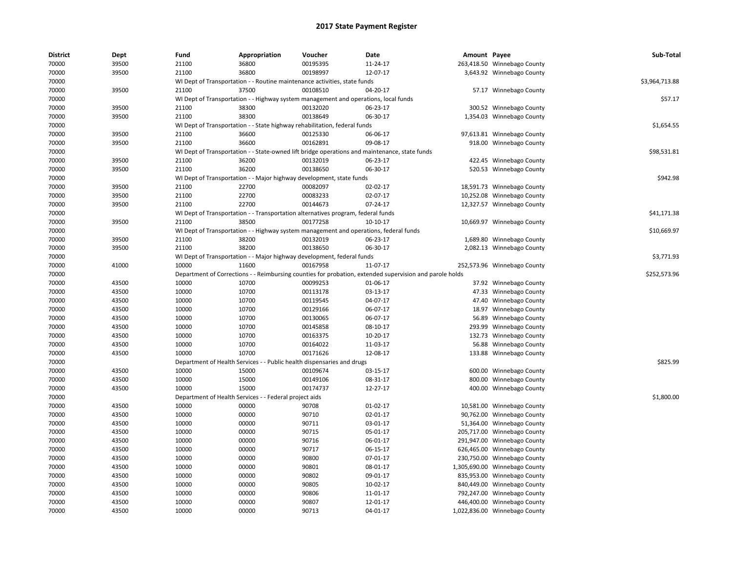## 2017 State Payment Register

| District | Dept | Fund | Appropriation | Voucher | Date | Amount | Payee | Sub-Total |
|---|---|---|---|---|---|---|---|---|
| 70000 | 39500 | 21100 | 36800 | 00195395 | 11-24-17 | 263,418.50 | Winnebago County | |
| 70000 | 39500 | 21100 | 36800 | 00198997 | 12-07-17 | 3,643.92 | Winnebago County | |
| 70000 | | WI Dept of Transportation - - Routine maintenance activities, state funds | | | | | | $3,964,713.88 |
| 70000 | 39500 | 21100 | 37500 | 00108510 | 04-20-17 | 57.17 | Winnebago County | |
| 70000 | | WI Dept of Transportation - - Highway system management and operations, local funds | | | | | | $57.17 |
| 70000 | 39500 | 21100 | 38300 | 00132020 | 06-23-17 | 300.52 | Winnebago County | |
| 70000 | 39500 | 21100 | 38300 | 00138649 | 06-30-17 | 1,354.03 | Winnebago County | |
| 70000 | | WI Dept of Transportation - - State highway rehabilitation, federal funds | | | | | | $1,654.55 |
| 70000 | 39500 | 21100 | 36600 | 00125330 | 06-06-17 | 97,613.81 | Winnebago County | |
| 70000 | 39500 | 21100 | 36600 | 00162891 | 09-08-17 | 918.00 | Winnebago County | |
| 70000 | | WI Dept of Transportation - - State-owned lift bridge operations and maintenance, state funds | | | | | | $98,531.81 |
| 70000 | 39500 | 21100 | 36200 | 00132019 | 06-23-17 | 422.45 | Winnebago County | |
| 70000 | 39500 | 21100 | 36200 | 00138650 | 06-30-17 | 520.53 | Winnebago County | |
| 70000 | | WI Dept of Transportation - - Major highway development, state funds | | | | | | $942.98 |
| 70000 | 39500 | 21100 | 22700 | 00082097 | 02-02-17 | 18,591.73 | Winnebago County | |
| 70000 | 39500 | 21100 | 22700 | 00083233 | 02-07-17 | 10,252.08 | Winnebago County | |
| 70000 | 39500 | 21100 | 22700 | 00144673 | 07-24-17 | 12,327.57 | Winnebago County | |
| 70000 | | WI Dept of Transportation - - Transportation alternatives program, federal funds | | | | | | $41,171.38 |
| 70000 | 39500 | 21100 | 38500 | 00177258 | 10-10-17 | 10,669.97 | Winnebago County | |
| 70000 | | WI Dept of Transportation - - Highway system management and operations, federal funds | | | | | | $10,669.97 |
| 70000 | 39500 | 21100 | 38200 | 00132019 | 06-23-17 | 1,689.80 | Winnebago County | |
| 70000 | 39500 | 21100 | 38200 | 00138650 | 06-30-17 | 2,082.13 | Winnebago County | |
| 70000 | | WI Dept of Transportation - - Major highway development, federal funds | | | | | | $3,771.93 |
| 70000 | 41000 | 10000 | 11600 | 00167958 | 11-07-17 | 252,573.96 | Winnebago County | |
| 70000 | | Department of Corrections - - Reimbursing counties for probation, extended supervision and parole holds | | | | | | $252,573.96 |
| 70000 | 43500 | 10000 | 10700 | 00099253 | 01-06-17 | 37.92 | Winnebago County | |
| 70000 | 43500 | 10000 | 10700 | 00113178 | 03-13-17 | 47.33 | Winnebago County | |
| 70000 | 43500 | 10000 | 10700 | 00119545 | 04-07-17 | 47.40 | Winnebago County | |
| 70000 | 43500 | 10000 | 10700 | 00129166 | 06-07-17 | 18.97 | Winnebago County | |
| 70000 | 43500 | 10000 | 10700 | 00130065 | 06-07-17 | 56.89 | Winnebago County | |
| 70000 | 43500 | 10000 | 10700 | 00145858 | 08-10-17 | 293.99 | Winnebago County | |
| 70000 | 43500 | 10000 | 10700 | 00163375 | 10-20-17 | 132.73 | Winnebago County | |
| 70000 | 43500 | 10000 | 10700 | 00164022 | 11-03-17 | 56.88 | Winnebago County | |
| 70000 | 43500 | 10000 | 10700 | 00171626 | 12-08-17 | 133.88 | Winnebago County | |
| 70000 | | Department of Health Services - - Public health dispensaries and drugs | | | | | | $825.99 |
| 70000 | 43500 | 10000 | 15000 | 00109674 | 03-15-17 | 600.00 | Winnebago County | |
| 70000 | 43500 | 10000 | 15000 | 00149106 | 08-31-17 | 800.00 | Winnebago County | |
| 70000 | 43500 | 10000 | 15000 | 00174737 | 12-27-17 | 400.00 | Winnebago County | |
| 70000 | | Department of Health Services - - Federal project aids | | | | | | $1,800.00 |
| 70000 | 43500 | 10000 | 00000 | 90708 | 01-02-17 | 10,581.00 | Winnebago County | |
| 70000 | 43500 | 10000 | 00000 | 90710 | 02-01-17 | 90,762.00 | Winnebago County | |
| 70000 | 43500 | 10000 | 00000 | 90711 | 03-01-17 | 51,364.00 | Winnebago County | |
| 70000 | 43500 | 10000 | 00000 | 90715 | 05-01-17 | 205,717.00 | Winnebago County | |
| 70000 | 43500 | 10000 | 00000 | 90716 | 06-01-17 | 291,947.00 | Winnebago County | |
| 70000 | 43500 | 10000 | 00000 | 90717 | 06-15-17 | 626,465.00 | Winnebago County | |
| 70000 | 43500 | 10000 | 00000 | 90800 | 07-01-17 | 230,750.00 | Winnebago County | |
| 70000 | 43500 | 10000 | 00000 | 90801 | 08-01-17 | 1,305,690.00 | Winnebago County | |
| 70000 | 43500 | 10000 | 00000 | 90802 | 09-01-17 | 835,953.00 | Winnebago County | |
| 70000 | 43500 | 10000 | 00000 | 90805 | 10-02-17 | 840,449.00 | Winnebago County | |
| 70000 | 43500 | 10000 | 00000 | 90806 | 11-01-17 | 792,247.00 | Winnebago County | |
| 70000 | 43500 | 10000 | 00000 | 90807 | 12-01-17 | 446,400.00 | Winnebago County | |
| 70000 | 43500 | 10000 | 00000 | 90713 | 04-01-17 | 1,022,836.00 | Winnebago County | |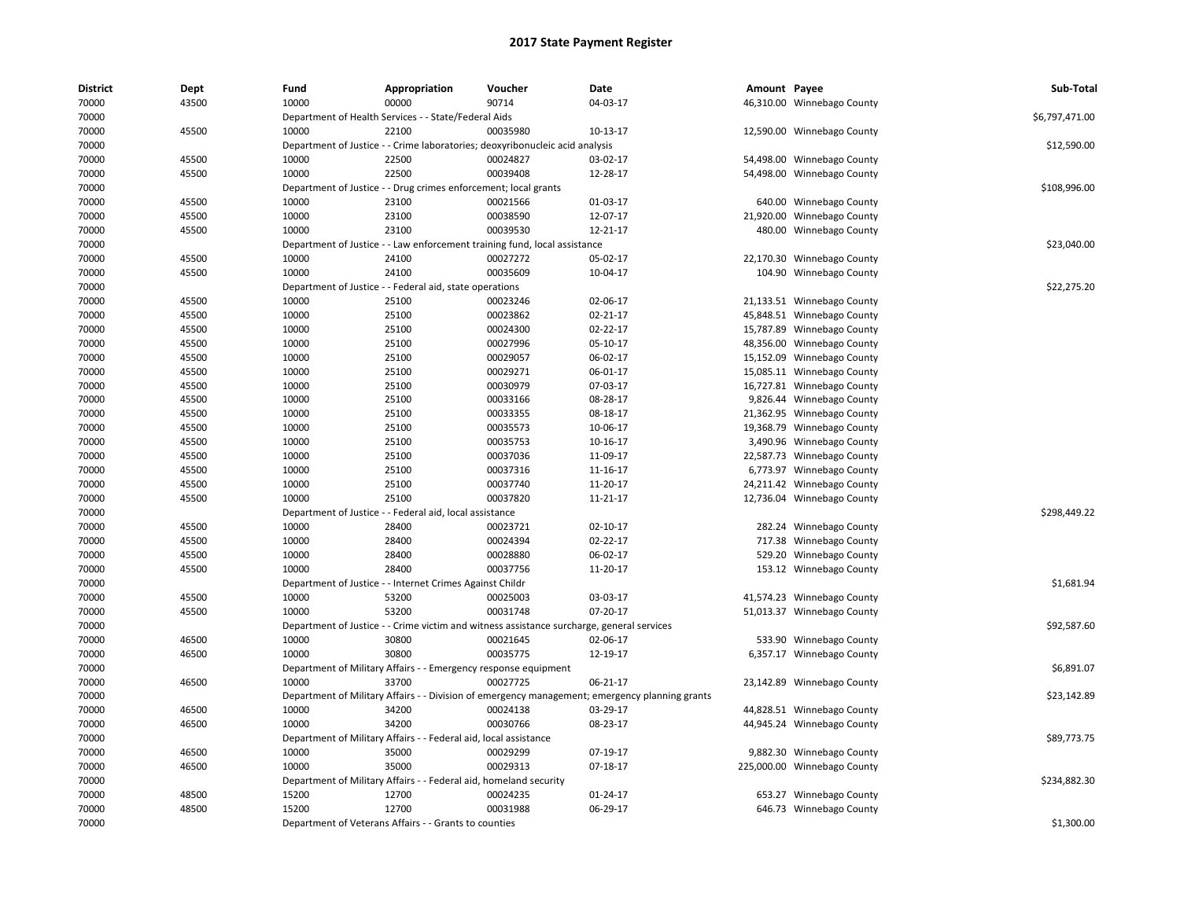# 2017 State Payment Register

| District | Dept | Fund | Appropriation | Voucher | Date | Amount | Payee | Sub-Total |
|---|---|---|---|---|---|---|---|---|
| 70000 | 43500 | 10000 | 00000 | 90714 | 04-03-17 | 46,310.00 | Winnebago County | |
| 70000 | | Department of Health Services - - State/Federal Aids | | | | | | $6,797,471.00 |
| 70000 | 45500 | 10000 | 22100 | 00035980 | 10-13-17 | 12,590.00 | Winnebago County | |
| 70000 | | Department of Justice - - Crime laboratories; deoxyribonucleic acid analysis | | | | | | $12,590.00 |
| 70000 | 45500 | 10000 | 22500 | 00024827 | 03-02-17 | 54,498.00 | Winnebago County | |
| 70000 | 45500 | 10000 | 22500 | 00039408 | 12-28-17 | 54,498.00 | Winnebago County | |
| 70000 | | Department of Justice - - Drug crimes enforcement; local grants | | | | | | $108,996.00 |
| 70000 | 45500 | 10000 | 23100 | 00021566 | 01-03-17 | 640.00 | Winnebago County | |
| 70000 | 45500 | 10000 | 23100 | 00038590 | 12-07-17 | 21,920.00 | Winnebago County | |
| 70000 | 45500 | 10000 | 23100 | 00039530 | 12-21-17 | 480.00 | Winnebago County | |
| 70000 | | Department of Justice - - Law enforcement training fund, local assistance | | | | | | $23,040.00 |
| 70000 | 45500 | 10000 | 24100 | 00027272 | 05-02-17 | 22,170.30 | Winnebago County | |
| 70000 | 45500 | 10000 | 24100 | 00035609 | 10-04-17 | 104.90 | Winnebago County | |
| 70000 | | Department of Justice - - Federal aid, state operations | | | | | | $22,275.20 |
| 70000 | 45500 | 10000 | 25100 | 00023246 | 02-06-17 | 21,133.51 | Winnebago County | |
| 70000 | 45500 | 10000 | 25100 | 00023862 | 02-21-17 | 45,848.51 | Winnebago County | |
| 70000 | 45500 | 10000 | 25100 | 00024300 | 02-22-17 | 15,787.89 | Winnebago County | |
| 70000 | 45500 | 10000 | 25100 | 00027996 | 05-10-17 | 48,356.00 | Winnebago County | |
| 70000 | 45500 | 10000 | 25100 | 00029057 | 06-02-17 | 15,152.09 | Winnebago County | |
| 70000 | 45500 | 10000 | 25100 | 00029271 | 06-01-17 | 15,085.11 | Winnebago County | |
| 70000 | 45500 | 10000 | 25100 | 00030979 | 07-03-17 | 16,727.81 | Winnebago County | |
| 70000 | 45500 | 10000 | 25100 | 00033166 | 08-28-17 | 9,826.44 | Winnebago County | |
| 70000 | 45500 | 10000 | 25100 | 00033355 | 08-18-17 | 21,362.95 | Winnebago County | |
| 70000 | 45500 | 10000 | 25100 | 00035573 | 10-06-17 | 19,368.79 | Winnebago County | |
| 70000 | 45500 | 10000 | 25100 | 00035753 | 10-16-17 | 3,490.96 | Winnebago County | |
| 70000 | 45500 | 10000 | 25100 | 00037036 | 11-09-17 | 22,587.73 | Winnebago County | |
| 70000 | 45500 | 10000 | 25100 | 00037316 | 11-16-17 | 6,773.97 | Winnebago County | |
| 70000 | 45500 | 10000 | 25100 | 00037740 | 11-20-17 | 24,211.42 | Winnebago County | |
| 70000 | 45500 | 10000 | 25100 | 00037820 | 11-21-17 | 12,736.04 | Winnebago County | |
| 70000 | | Department of Justice - - Federal aid, local assistance | | | | | | $298,449.22 |
| 70000 | 45500 | 10000 | 28400 | 00023721 | 02-10-17 | 282.24 | Winnebago County | |
| 70000 | 45500 | 10000 | 28400 | 00024394 | 02-22-17 | 717.38 | Winnebago County | |
| 70000 | 45500 | 10000 | 28400 | 00028880 | 06-02-17 | 529.20 | Winnebago County | |
| 70000 | 45500 | 10000 | 28400 | 00037756 | 11-20-17 | 153.12 | Winnebago County | |
| 70000 | | Department of Justice - - Internet Crimes Against Childr | | | | | | $1,681.94 |
| 70000 | 45500 | 10000 | 53200 | 00025003 | 03-03-17 | 41,574.23 | Winnebago County | |
| 70000 | 45500 | 10000 | 53200 | 00031748 | 07-20-17 | 51,013.37 | Winnebago County | |
| 70000 | | Department of Justice - - Crime victim and witness assistance surcharge, general services | | | | | | $92,587.60 |
| 70000 | 46500 | 10000 | 30800 | 00021645 | 02-06-17 | 533.90 | Winnebago County | |
| 70000 | 46500 | 10000 | 30800 | 00035775 | 12-19-17 | 6,357.17 | Winnebago County | |
| 70000 | | Department of Military Affairs - - Emergency response equipment | | | | | | $6,891.07 |
| 70000 | 46500 | 10000 | 33700 | 00027725 | 06-21-17 | 23,142.89 | Winnebago County | |
| 70000 | | Department of Military Affairs - - Division of emergency management; emergency planning grants | | | | | | $23,142.89 |
| 70000 | 46500 | 10000 | 34200 | 00024138 | 03-29-17 | 44,828.51 | Winnebago County | |
| 70000 | 46500 | 10000 | 34200 | 00030766 | 08-23-17 | 44,945.24 | Winnebago County | |
| 70000 | | Department of Military Affairs - - Federal aid, local assistance | | | | | | $89,773.75 |
| 70000 | 46500 | 10000 | 35000 | 00029299 | 07-19-17 | 9,882.30 | Winnebago County | |
| 70000 | 46500 | 10000 | 35000 | 00029313 | 07-18-17 | 225,000.00 | Winnebago County | |
| 70000 | | Department of Military Affairs - - Federal aid, homeland security | | | | | | $234,882.30 |
| 70000 | 48500 | 15200 | 12700 | 00024235 | 01-24-17 | 653.27 | Winnebago County | |
| 70000 | 48500 | 15200 | 12700 | 00031988 | 06-29-17 | 646.73 | Winnebago County | |
| 70000 | | Department of Veterans Affairs - - Grants to counties | | | | | | $1,300.00 |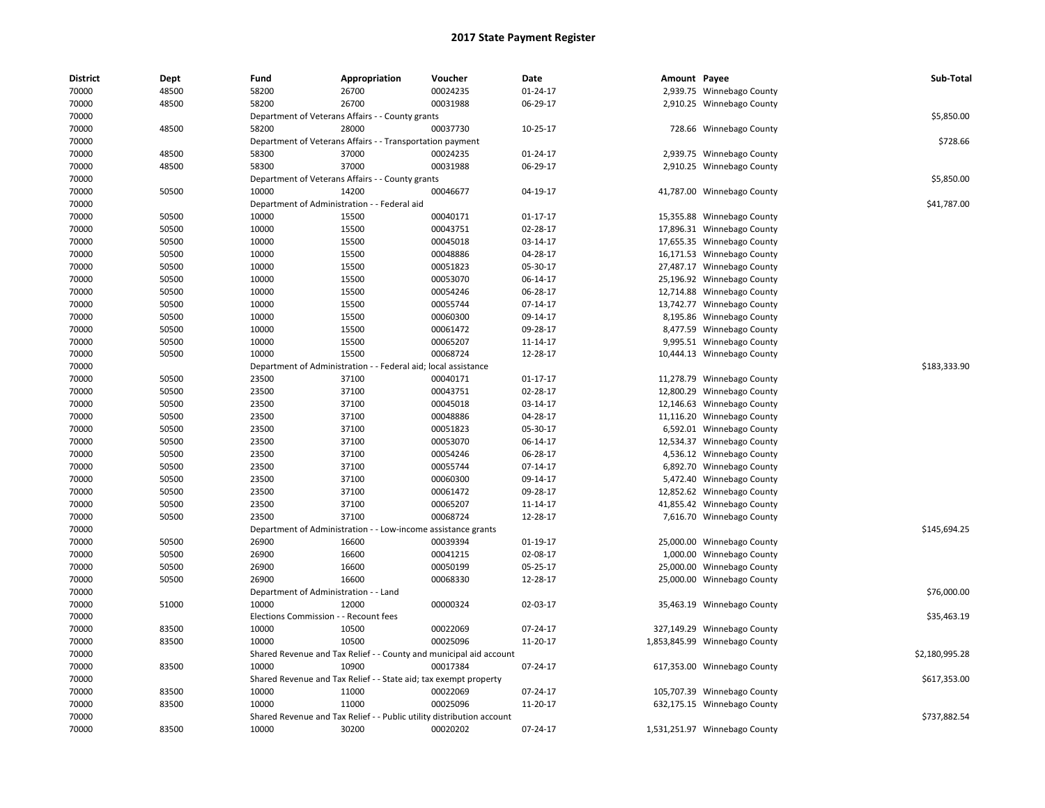## 2017 State Payment Register

| District | Dept | Fund | Appropriation | Voucher | Date | Amount | Payee | Sub-Total |
|---|---|---|---|---|---|---|---|---|
| 70000 | 48500 | 58200 | 26700 | 00024235 | 01-24-17 | 2,939.75 | Winnebago County | |
| 70000 | 48500 | 58200 | 26700 | 00031988 | 06-29-17 | 2,910.25 | Winnebago County | |
| 70000 | | Department of Veterans Affairs - - County grants | | | | | | $5,850.00 |
| 70000 | 48500 | 58200 | 28000 | 00037730 | 10-25-17 | 728.66 | Winnebago County | |
| 70000 | | Department of Veterans Affairs - - Transportation payment | | | | | | $728.66 |
| 70000 | 48500 | 58300 | 37000 | 00024235 | 01-24-17 | 2,939.75 | Winnebago County | |
| 70000 | 48500 | 58300 | 37000 | 00031988 | 06-29-17 | 2,910.25 | Winnebago County | |
| 70000 | | Department of Veterans Affairs - - County grants | | | | | | $5,850.00 |
| 70000 | 50500 | 10000 | 14200 | 00046677 | 04-19-17 | 41,787.00 | Winnebago County | |
| 70000 | | Department of Administration - - Federal aid | | | | | | $41,787.00 |
| 70000 | 50500 | 10000 | 15500 | 00040171 | 01-17-17 | 15,355.88 | Winnebago County | |
| 70000 | 50500 | 10000 | 15500 | 00043751 | 02-28-17 | 17,896.31 | Winnebago County | |
| 70000 | 50500 | 10000 | 15500 | 00045018 | 03-14-17 | 17,655.35 | Winnebago County | |
| 70000 | 50500 | 10000 | 15500 | 00048886 | 04-28-17 | 16,171.53 | Winnebago County | |
| 70000 | 50500 | 10000 | 15500 | 00051823 | 05-30-17 | 27,487.17 | Winnebago County | |
| 70000 | 50500 | 10000 | 15500 | 00053070 | 06-14-17 | 25,196.92 | Winnebago County | |
| 70000 | 50500 | 10000 | 15500 | 00054246 | 06-28-17 | 12,714.88 | Winnebago County | |
| 70000 | 50500 | 10000 | 15500 | 00055744 | 07-14-17 | 13,742.77 | Winnebago County | |
| 70000 | 50500 | 10000 | 15500 | 00060300 | 09-14-17 | 8,195.86 | Winnebago County | |
| 70000 | 50500 | 10000 | 15500 | 00061472 | 09-28-17 | 8,477.59 | Winnebago County | |
| 70000 | 50500 | 10000 | 15500 | 00065207 | 11-14-17 | 9,995.51 | Winnebago County | |
| 70000 | 50500 | 10000 | 15500 | 00068724 | 12-28-17 | 10,444.13 | Winnebago County | |
| 70000 | | Department of Administration - - Federal aid; local assistance | | | | | | $183,333.90 |
| 70000 | 50500 | 23500 | 37100 | 00040171 | 01-17-17 | 11,278.79 | Winnebago County | |
| 70000 | 50500 | 23500 | 37100 | 00043751 | 02-28-17 | 12,800.29 | Winnebago County | |
| 70000 | 50500 | 23500 | 37100 | 00045018 | 03-14-17 | 12,146.63 | Winnebago County | |
| 70000 | 50500 | 23500 | 37100 | 00048886 | 04-28-17 | 11,116.20 | Winnebago County | |
| 70000 | 50500 | 23500 | 37100 | 00051823 | 05-30-17 | 6,592.01 | Winnebago County | |
| 70000 | 50500 | 23500 | 37100 | 00053070 | 06-14-17 | 12,534.37 | Winnebago County | |
| 70000 | 50500 | 23500 | 37100 | 00054246 | 06-28-17 | 4,536.12 | Winnebago County | |
| 70000 | 50500 | 23500 | 37100 | 00055744 | 07-14-17 | 6,892.70 | Winnebago County | |
| 70000 | 50500 | 23500 | 37100 | 00060300 | 09-14-17 | 5,472.40 | Winnebago County | |
| 70000 | 50500 | 23500 | 37100 | 00061472 | 09-28-17 | 12,852.62 | Winnebago County | |
| 70000 | 50500 | 23500 | 37100 | 00065207 | 11-14-17 | 41,855.42 | Winnebago County | |
| 70000 | 50500 | 23500 | 37100 | 00068724 | 12-28-17 | 7,616.70 | Winnebago County | |
| 70000 | | Department of Administration - - Low-income assistance grants | | | | | | $145,694.25 |
| 70000 | 50500 | 26900 | 16600 | 00039394 | 01-19-17 | 25,000.00 | Winnebago County | |
| 70000 | 50500 | 26900 | 16600 | 00041215 | 02-08-17 | 1,000.00 | Winnebago County | |
| 70000 | 50500 | 26900 | 16600 | 00050199 | 05-25-17 | 25,000.00 | Winnebago County | |
| 70000 | 50500 | 26900 | 16600 | 00068330 | 12-28-17 | 25,000.00 | Winnebago County | |
| 70000 | | Department of Administration - - Land | | | | | | $76,000.00 |
| 70000 | 51000 | 10000 | 12000 | 00000324 | 02-03-17 | 35,463.19 | Winnebago County | |
| 70000 | | Elections Commission - - Recount fees | | | | | | $35,463.19 |
| 70000 | 83500 | 10000 | 10500 | 00022069 | 07-24-17 | 327,149.29 | Winnebago County | |
| 70000 | 83500 | 10000 | 10500 | 00025096 | 11-20-17 | 1,853,845.99 | Winnebago County | |
| 70000 | | Shared Revenue and Tax Relief - - County and municipal aid account | | | | | | $2,180,995.28 |
| 70000 | 83500 | 10000 | 10900 | 00017384 | 07-24-17 | 617,353.00 | Winnebago County | |
| 70000 | | Shared Revenue and Tax Relief - - State aid; tax exempt property | | | | | | $617,353.00 |
| 70000 | 83500 | 10000 | 11000 | 00022069 | 07-24-17 | 105,707.39 | Winnebago County | |
| 70000 | 83500 | 10000 | 11000 | 00025096 | 11-20-17 | 632,175.15 | Winnebago County | |
| 70000 | | Shared Revenue and Tax Relief - - Public utility distribution account | | | | | | $737,882.54 |
| 70000 | 83500 | 10000 | 30200 | 00020202 | 07-24-17 | 1,531,251.97 | Winnebago County | |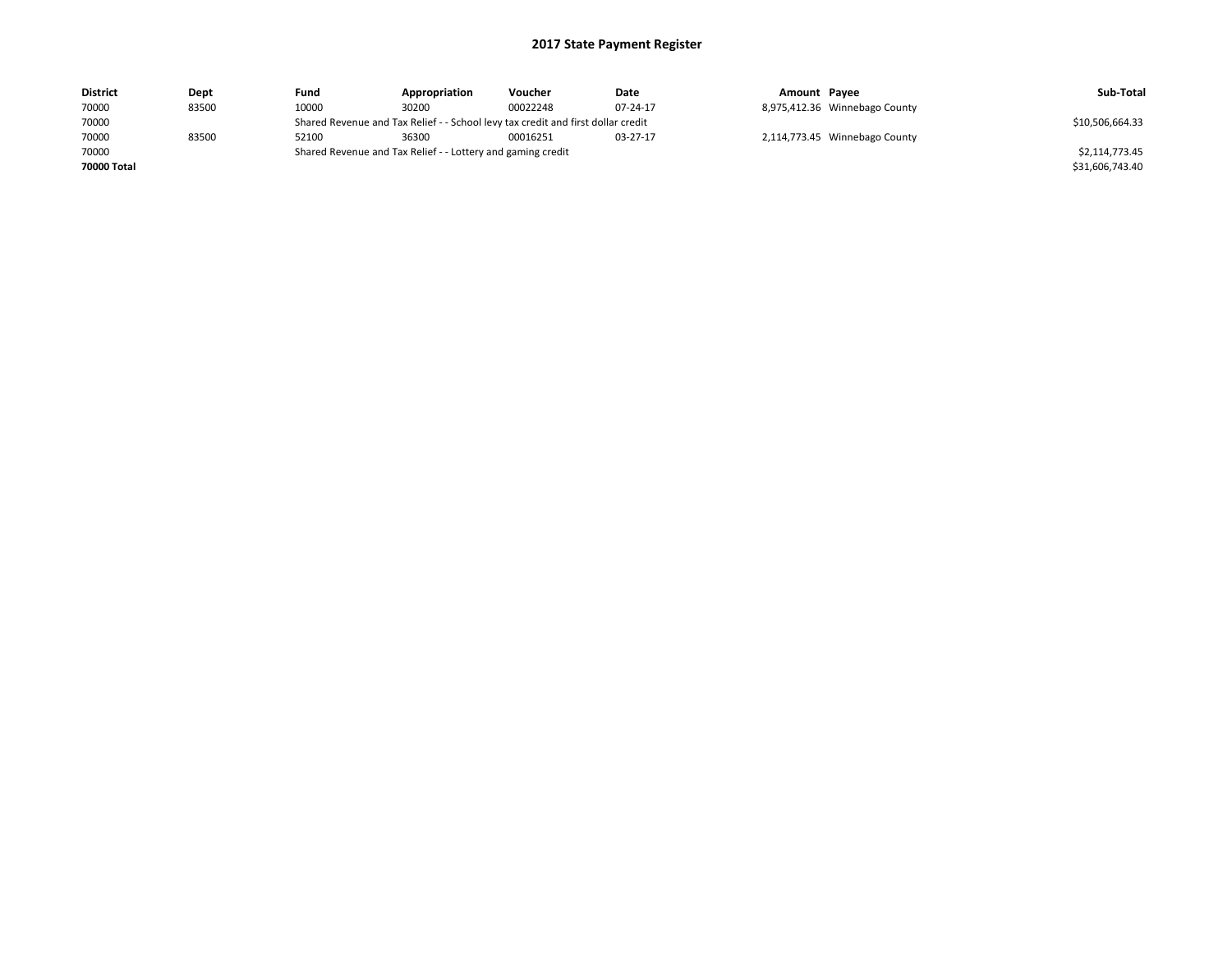# 2017 State Payment Register

| District | Dept | Fund | Appropriation | Voucher | Date | Amount | Payee | Sub-Total |
|---|---|---|---|---|---|---|---|---|
| 70000 | 83500 | 10000 | 30200 | 00022248 | 07-24-17 | 8,975,412.36 | Winnebago County | |
| 70000 | | Shared Revenue and Tax Relief - - School levy tax credit and first dollar credit | | | | | | $10,506,664.33 |
| 70000 | 83500 | 52100 | 36300 | 00016251 | 03-27-17 | 2,114,773.45 | Winnebago County | |
| 70000 | | Shared Revenue and Tax Relief - - Lottery and gaming credit | | | | | | $2,114,773.45 |
| **70000 Total** | | | | | | | | $31,606,743.40 |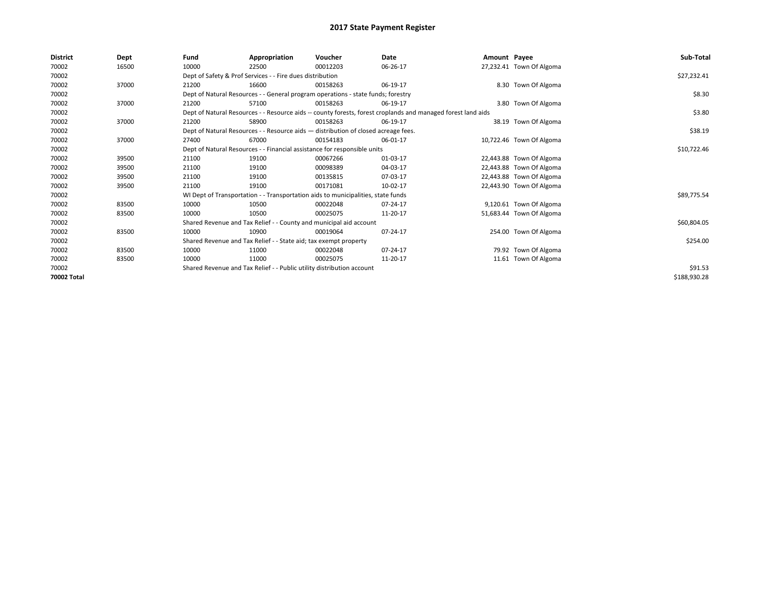# 2017 State Payment Register

| District | Dept | Fund | Appropriation | Voucher | Date | Amount | Payee | Sub-Total |
|---|---|---|---|---|---|---|---|---|
| 70002 | 16500 | 10000 | 22500 | 00012203 | 06-26-17 | 27,232.41 | Town Of Algoma | |
| 70002 | | Dept of Safety & Prof Services - - Fire dues distribution | | | | | | $27,232.41 |
| 70002 | 37000 | 21200 | 16600 | 00158263 | 06-19-17 | 8.30 | Town Of Algoma | |
| 70002 | | Dept of Natural Resources - - General program operations - state funds; forestry | | | | | | $8.30 |
| 70002 | 37000 | 21200 | 57100 | 00158263 | 06-19-17 | 3.80 | Town Of Algoma | |
| 70002 | | Dept of Natural Resources - - Resource aids -- county forests, forest croplands and managed forest land aids | | | | | | $3.80 |
| 70002 | 37000 | 21200 | 58900 | 00158263 | 06-19-17 | 38.19 | Town Of Algoma | |
| 70002 | | Dept of Natural Resources - - Resource aids — distribution of closed acreage fees. | | | | | | $38.19 |
| 70002 | 37000 | 27400 | 67000 | 00154183 | 06-01-17 | 10,722.46 | Town Of Algoma | |
| 70002 | | Dept of Natural Resources - - Financial assistance for responsible units | | | | | | $10,722.46 |
| 70002 | 39500 | 21100 | 19100 | 00067266 | 01-03-17 | 22,443.88 | Town Of Algoma | |
| 70002 | 39500 | 21100 | 19100 | 00098389 | 04-03-17 | 22,443.88 | Town Of Algoma | |
| 70002 | 39500 | 21100 | 19100 | 00135815 | 07-03-17 | 22,443.88 | Town Of Algoma | |
| 70002 | 39500 | 21100 | 19100 | 00171081 | 10-02-17 | 22,443.90 | Town Of Algoma | |
| 70002 | | WI Dept of Transportation - - Transportation aids to municipalities, state funds | | | | | | $89,775.54 |
| 70002 | 83500 | 10000 | 10500 | 00022048 | 07-24-17 | 9,120.61 | Town Of Algoma | |
| 70002 | 83500 | 10000 | 10500 | 00025075 | 11-20-17 | 51,683.44 | Town Of Algoma | |
| 70002 | | Shared Revenue and Tax Relief - - County and municipal aid account | | | | | | $60,804.05 |
| 70002 | 83500 | 10000 | 10900 | 00019064 | 07-24-17 | 254.00 | Town Of Algoma | |
| 70002 | | Shared Revenue and Tax Relief - - State aid; tax exempt property | | | | | | $254.00 |
| 70002 | 83500 | 10000 | 11000 | 00022048 | 07-24-17 | 79.92 | Town Of Algoma | |
| 70002 | 83500 | 10000 | 11000 | 00025075 | 11-20-17 | 11.61 | Town Of Algoma | |
| 70002 | | Shared Revenue and Tax Relief - - Public utility distribution account | | | | | | $91.53 |
| **70002 Total** | | | | | | | | $188,930.28 |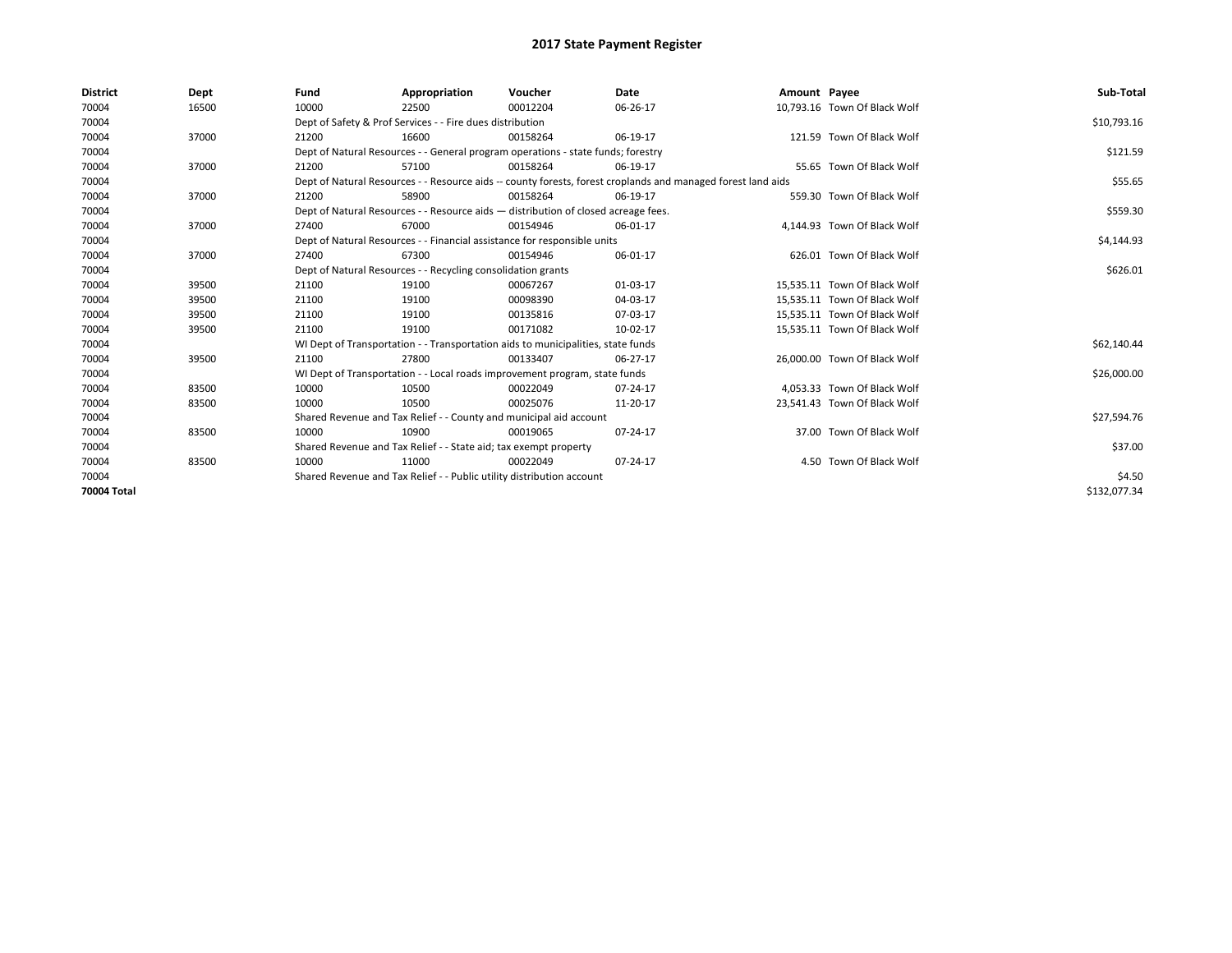# 2017 State Payment Register

| District | Dept | Fund | Appropriation | Voucher | Date | Amount | Payee | Sub-Total |
|---|---|---|---|---|---|---|---|---|
| 70004 | 16500 | 10000 | 22500 | 00012204 | 06-26-17 | 10,793.16 | Town Of Black Wolf | |
| 70004 | | Dept of Safety & Prof Services - - Fire dues distribution | | | | | | $10,793.16 |
| 70004 | 37000 | 21200 | 16600 | 00158264 | 06-19-17 | 121.59 | Town Of Black Wolf | |
| 70004 | | Dept of Natural Resources - - General program operations - state funds; forestry | | | | | | $121.59 |
| 70004 | 37000 | 21200 | 57100 | 00158264 | 06-19-17 | 55.65 | Town Of Black Wolf | |
| 70004 | | Dept of Natural Resources - - Resource aids -- county forests, forest croplands and managed forest land aids | | | | | | $55.65 |
| 70004 | 37000 | 21200 | 58900 | 00158264 | 06-19-17 | 559.30 | Town Of Black Wolf | |
| 70004 | | Dept of Natural Resources - - Resource aids — distribution of closed acreage fees. | | | | | | $559.30 |
| 70004 | 37000 | 27400 | 67000 | 00154946 | 06-01-17 | 4,144.93 | Town Of Black Wolf | |
| 70004 | | Dept of Natural Resources - - Financial assistance for responsible units | | | | | | $4,144.93 |
| 70004 | 37000 | 27400 | 67300 | 00154946 | 06-01-17 | 626.01 | Town Of Black Wolf | |
| 70004 | | Dept of Natural Resources - - Recycling consolidation grants | | | | | | $626.01 |
| 70004 | 39500 | 21100 | 19100 | 00067267 | 01-03-17 | 15,535.11 | Town Of Black Wolf | |
| 70004 | 39500 | 21100 | 19100 | 00098390 | 04-03-17 | 15,535.11 | Town Of Black Wolf | |
| 70004 | 39500 | 21100 | 19100 | 00135816 | 07-03-17 | 15,535.11 | Town Of Black Wolf | |
| 70004 | 39500 | 21100 | 19100 | 00171082 | 10-02-17 | 15,535.11 | Town Of Black Wolf | |
| 70004 | | WI Dept of Transportation - - Transportation aids to municipalities, state funds | | | | | | $62,140.44 |
| 70004 | 39500 | 21100 | 27800 | 00133407 | 06-27-17 | 26,000.00 | Town Of Black Wolf | |
| 70004 | | WI Dept of Transportation - - Local roads improvement program, state funds | | | | | | $26,000.00 |
| 70004 | 83500 | 10000 | 10500 | 00022049 | 07-24-17 | 4,053.33 | Town Of Black Wolf | |
| 70004 | 83500 | 10000 | 10500 | 00025076 | 11-20-17 | 23,541.43 | Town Of Black Wolf | |
| 70004 | | Shared Revenue and Tax Relief - - County and municipal aid account | | | | | | $27,594.76 |
| 70004 | 83500 | 10000 | 10900 | 00019065 | 07-24-17 | 37.00 | Town Of Black Wolf | |
| 70004 | | Shared Revenue and Tax Relief - - State aid; tax exempt property | | | | | | $37.00 |
| 70004 | 83500 | 10000 | 11000 | 00022049 | 07-24-17 | 4.50 | Town Of Black Wolf | |
| 70004 | | Shared Revenue and Tax Relief - - Public utility distribution account | | | | | | $4.50 |
| **70004 Total** | | | | | | | | $132,077.34 |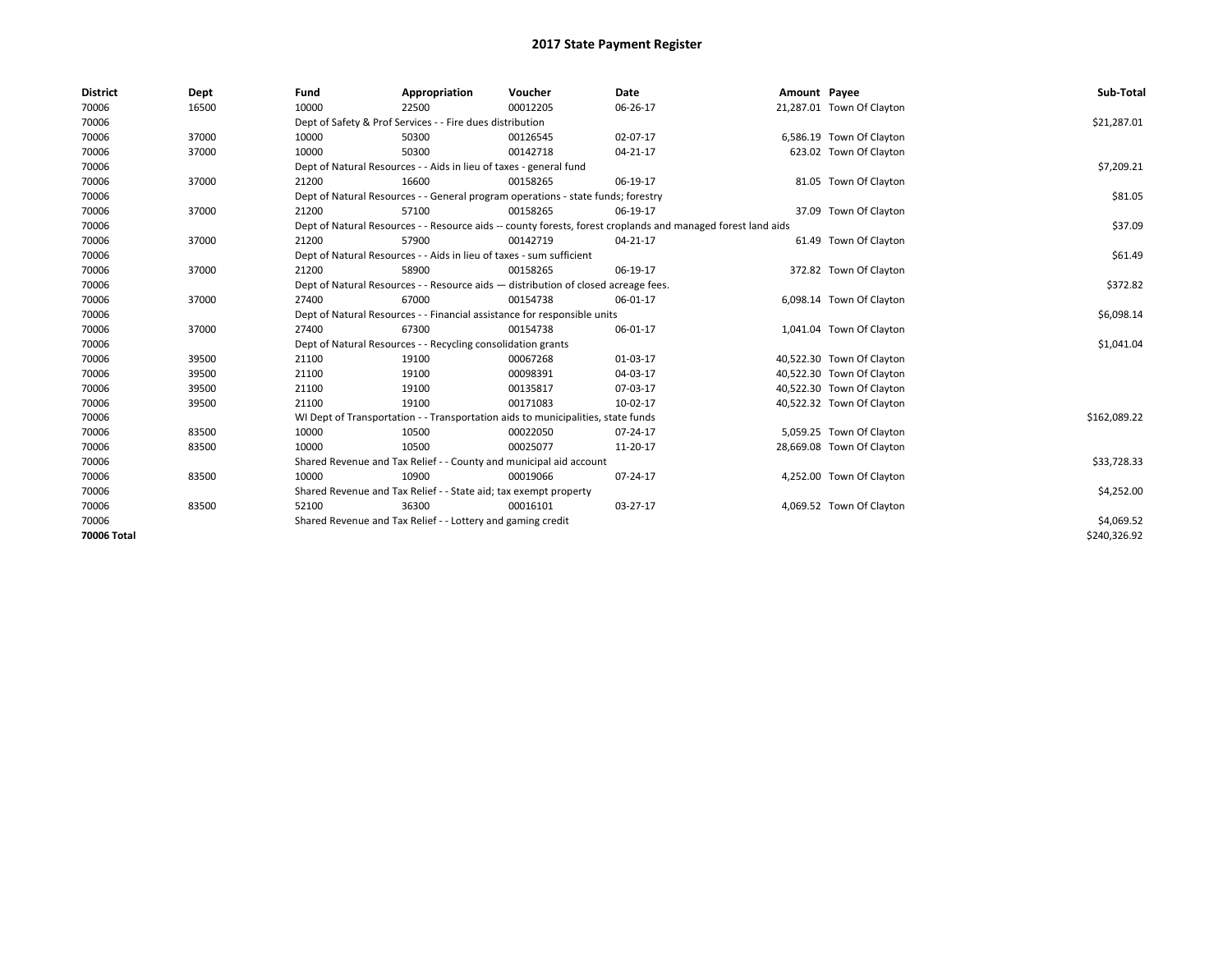# 2017 State Payment Register

| District | Dept | Fund | Appropriation | Voucher | Date | Amount | Payee | Sub-Total |
|---|---|---|---|---|---|---|---|---|
| 70006 | 16500 | 10000 | 22500 | 00012205 | 06-26-17 | 21,287.01 | Town Of Clayton | |
| 70006 | | Dept of Safety & Prof Services - - Fire dues distribution | | | | | | $21,287.01 |
| 70006 | 37000 | 10000 | 50300 | 00126545 | 02-07-17 | 6,586.19 | Town Of Clayton | |
| 70006 | 37000 | 10000 | 50300 | 00142718 | 04-21-17 | 623.02 | Town Of Clayton | |
| 70006 | | Dept of Natural Resources - - Aids in lieu of taxes - general fund | | | | | | $7,209.21 |
| 70006 | 37000 | 21200 | 16600 | 00158265 | 06-19-17 | 81.05 | Town Of Clayton | |
| 70006 | | Dept of Natural Resources - - General program operations - state funds; forestry | | | | | | $81.05 |
| 70006 | 37000 | 21200 | 57100 | 00158265 | 06-19-17 | 37.09 | Town Of Clayton | |
| 70006 | | Dept of Natural Resources - - Resource aids -- county forests, forest croplands and managed forest land aids | | | | | | $37.09 |
| 70006 | 37000 | 21200 | 57900 | 00142719 | 04-21-17 | 61.49 | Town Of Clayton | |
| 70006 | | Dept of Natural Resources - - Aids in lieu of taxes - sum sufficient | | | | | | $61.49 |
| 70006 | 37000 | 21200 | 58900 | 00158265 | 06-19-17 | 372.82 | Town Of Clayton | |
| 70006 | | Dept of Natural Resources - - Resource aids — distribution of closed acreage fees. | | | | | | $372.82 |
| 70006 | 37000 | 27400 | 67000 | 00154738 | 06-01-17 | 6,098.14 | Town Of Clayton | |
| 70006 | | Dept of Natural Resources - - Financial assistance for responsible units | | | | | | $6,098.14 |
| 70006 | 37000 | 27400 | 67300 | 00154738 | 06-01-17 | 1,041.04 | Town Of Clayton | |
| 70006 | | Dept of Natural Resources - - Recycling consolidation grants | | | | | | $1,041.04 |
| 70006 | 39500 | 21100 | 19100 | 00067268 | 01-03-17 | 40,522.30 | Town Of Clayton | |
| 70006 | 39500 | 21100 | 19100 | 00098391 | 04-03-17 | 40,522.30 | Town Of Clayton | |
| 70006 | 39500 | 21100 | 19100 | 00135817 | 07-03-17 | 40,522.30 | Town Of Clayton | |
| 70006 | 39500 | 21100 | 19100 | 00171083 | 10-02-17 | 40,522.32 | Town Of Clayton | |
| 70006 | | WI Dept of Transportation - - Transportation aids to municipalities, state funds | | | | | | $162,089.22 |
| 70006 | 83500 | 10000 | 10500 | 00022050 | 07-24-17 | 5,059.25 | Town Of Clayton | |
| 70006 | 83500 | 10000 | 10500 | 00025077 | 11-20-17 | 28,669.08 | Town Of Clayton | |
| 70006 | | Shared Revenue and Tax Relief - - County and municipal aid account | | | | | | $33,728.33 |
| 70006 | 83500 | 10000 | 10900 | 00019066 | 07-24-17 | 4,252.00 | Town Of Clayton | |
| 70006 | | Shared Revenue and Tax Relief - - State aid; tax exempt property | | | | | | $4,252.00 |
| 70006 | 83500 | 52100 | 36300 | 00016101 | 03-27-17 | 4,069.52 | Town Of Clayton | |
| 70006 | | Shared Revenue and Tax Relief - - Lottery and gaming credit | | | | | | $4,069.52 |
| **70006 Total** | | | | | | | | $240,326.92 |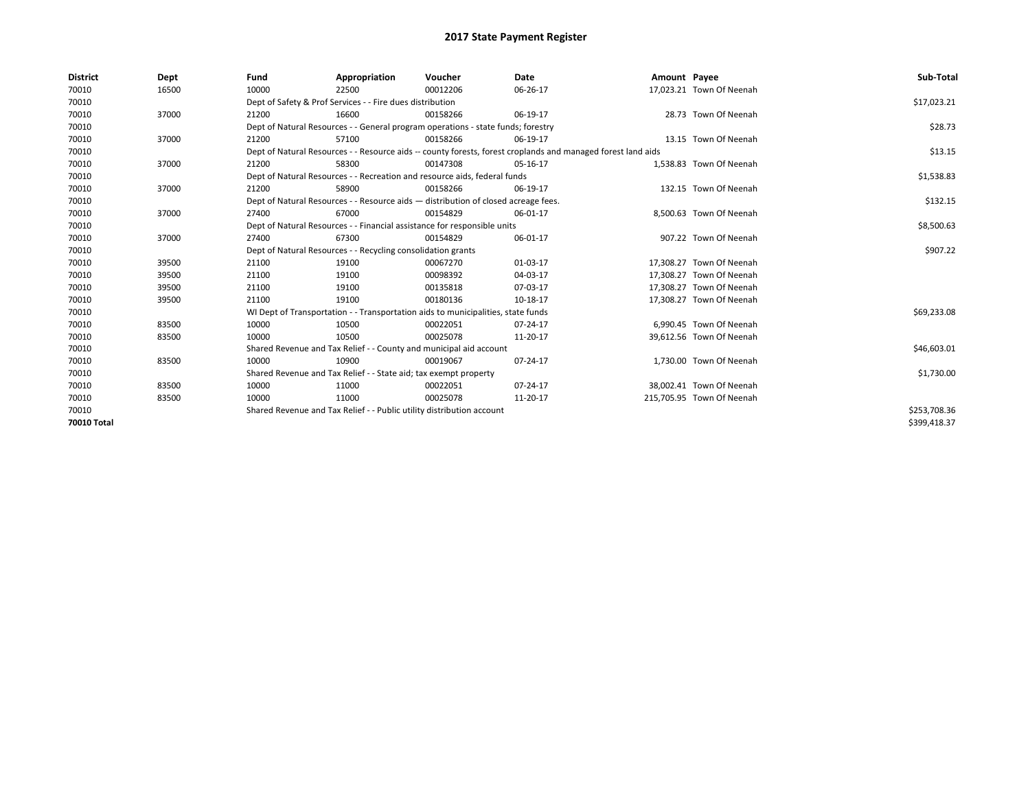# 2017 State Payment Register

| District | Dept | Fund | Appropriation | Voucher | Date | Amount | Payee | Sub-Total |
|---|---|---|---|---|---|---|---|---|
| 70010 | 16500 | 10000 | 22500 | 00012206 | 06-26-17 | 17,023.21 | Town Of Neenah | |
| 70010 | | Dept of Safety & Prof Services - - Fire dues distribution | | | | | | $17,023.21 |
| 70010 | 37000 | 21200 | 16600 | 00158266 | 06-19-17 | 28.73 | Town Of Neenah | |
| 70010 | | Dept of Natural Resources - - General program operations - state funds; forestry | | | | | | $28.73 |
| 70010 | 37000 | 21200 | 57100 | 00158266 | 06-19-17 | 13.15 | Town Of Neenah | |
| 70010 | | Dept of Natural Resources - - Resource aids -- county forests, forest croplands and managed forest land aids | | | | | | $13.15 |
| 70010 | 37000 | 21200 | 58300 | 00147308 | 05-16-17 | 1,538.83 | Town Of Neenah | |
| 70010 | | Dept of Natural Resources - - Recreation and resource aids, federal funds | | | | | | $1,538.83 |
| 70010 | 37000 | 21200 | 58900 | 00158266 | 06-19-17 | 132.15 | Town Of Neenah | |
| 70010 | | Dept of Natural Resources - - Resource aids — distribution of closed acreage fees. | | | | | | $132.15 |
| 70010 | 37000 | 27400 | 67000 | 00154829 | 06-01-17 | 8,500.63 | Town Of Neenah | |
| 70010 | | Dept of Natural Resources - - Financial assistance for responsible units | | | | | | $8,500.63 |
| 70010 | 37000 | 27400 | 67300 | 00154829 | 06-01-17 | 907.22 | Town Of Neenah | |
| 70010 | | Dept of Natural Resources - - Recycling consolidation grants | | | | | | $907.22 |
| 70010 | 39500 | 21100 | 19100 | 00067270 | 01-03-17 | 17,308.27 | Town Of Neenah | |
| 70010 | 39500 | 21100 | 19100 | 00098392 | 04-03-17 | 17,308.27 | Town Of Neenah | |
| 70010 | 39500 | 21100 | 19100 | 00135818 | 07-03-17 | 17,308.27 | Town Of Neenah | |
| 70010 | 39500 | 21100 | 19100 | 00180136 | 10-18-17 | 17,308.27 | Town Of Neenah | |
| 70010 | | WI Dept of Transportation - - Transportation aids to municipalities, state funds | | | | | | $69,233.08 |
| 70010 | 83500 | 10000 | 10500 | 00022051 | 07-24-17 | 6,990.45 | Town Of Neenah | |
| 70010 | 83500 | 10000 | 10500 | 00025078 | 11-20-17 | 39,612.56 | Town Of Neenah | |
| 70010 | | Shared Revenue and Tax Relief - - County and municipal aid account | | | | | | $46,603.01 |
| 70010 | 83500 | 10000 | 10900 | 00019067 | 07-24-17 | 1,730.00 | Town Of Neenah | |
| 70010 | | Shared Revenue and Tax Relief - - State aid; tax exempt property | | | | | | $1,730.00 |
| 70010 | 83500 | 10000 | 11000 | 00022051 | 07-24-17 | 38,002.41 | Town Of Neenah | |
| 70010 | 83500 | 10000 | 11000 | 00025078 | 11-20-17 | 215,705.95 | Town Of Neenah | |
| 70010 | | Shared Revenue and Tax Relief - - Public utility distribution account | | | | | | $253,708.36 |
| **70010 Total** | | | | | | | | $399,418.37 |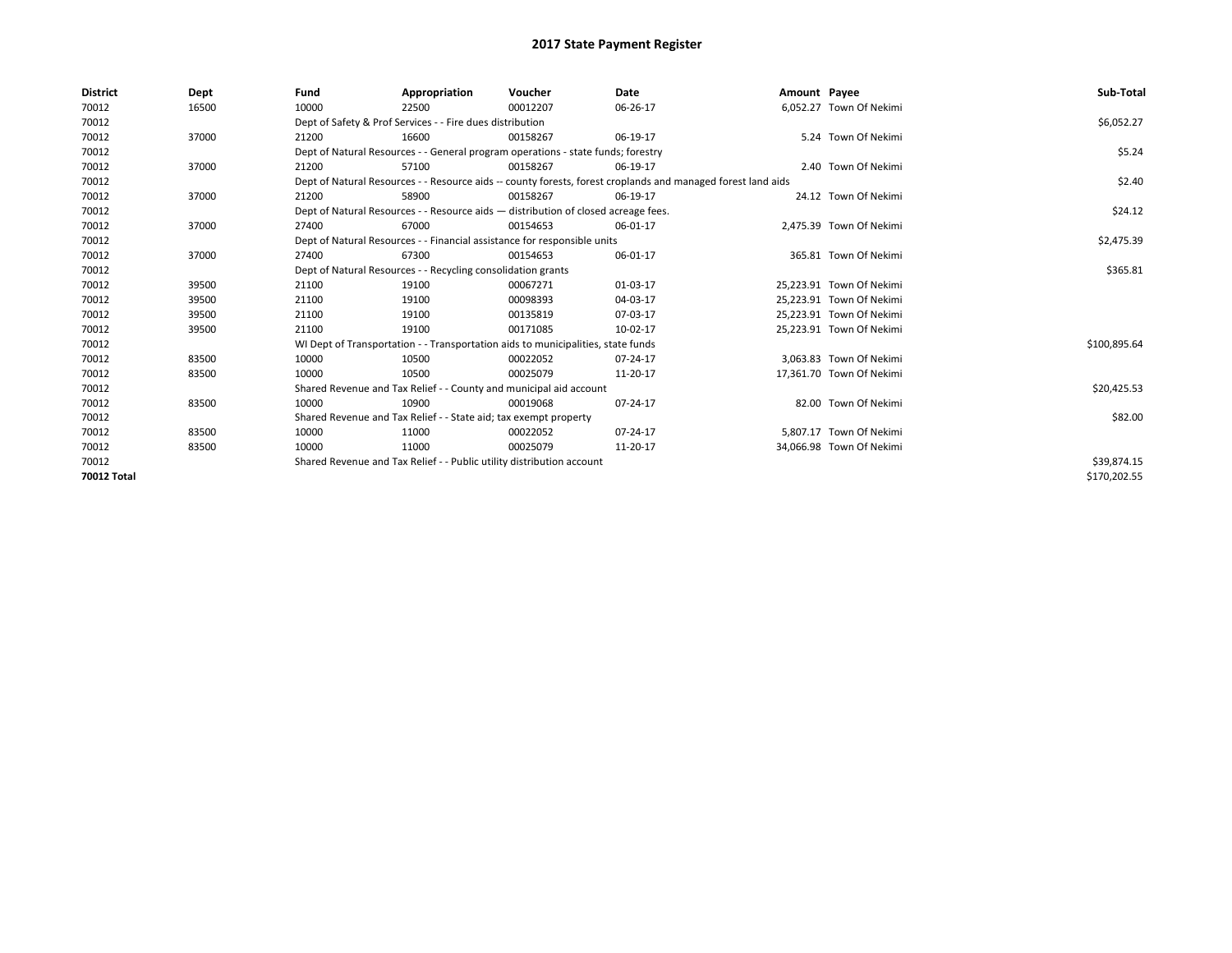# 2017 State Payment Register

| District | Dept | Fund | Appropriation | Voucher | Date | Amount | Payee | Sub-Total |
|---|---|---|---|---|---|---|---|---|
| 70012 | 16500 | 10000 | 22500 | 00012207 | 06-26-17 | 6,052.27 | Town Of Nekimi | |
| 70012 | | Dept of Safety & Prof Services - - Fire dues distribution | | | | | | $6,052.27 |
| 70012 | 37000 | 21200 | 16600 | 00158267 | 06-19-17 | 5.24 | Town Of Nekimi | |
| 70012 | | Dept of Natural Resources - - General program operations - state funds; forestry | | | | | | $5.24 |
| 70012 | 37000 | 21200 | 57100 | 00158267 | 06-19-17 | 2.40 | Town Of Nekimi | |
| 70012 | | Dept of Natural Resources - - Resource aids -- county forests, forest croplands and managed forest land aids | | | | | | $2.40 |
| 70012 | 37000 | 21200 | 58900 | 00158267 | 06-19-17 | 24.12 | Town Of Nekimi | |
| 70012 | | Dept of Natural Resources - - Resource aids — distribution of closed acreage fees. | | | | | | $24.12 |
| 70012 | 37000 | 27400 | 67000 | 00154653 | 06-01-17 | 2,475.39 | Town Of Nekimi | |
| 70012 | | Dept of Natural Resources - - Financial assistance for responsible units | | | | | | $2,475.39 |
| 70012 | 37000 | 27400 | 67300 | 00154653 | 06-01-17 | 365.81 | Town Of Nekimi | |
| 70012 | | Dept of Natural Resources - - Recycling consolidation grants | | | | | | $365.81 |
| 70012 | 39500 | 21100 | 19100 | 00067271 | 01-03-17 | 25,223.91 | Town Of Nekimi | |
| 70012 | 39500 | 21100 | 19100 | 00098393 | 04-03-17 | 25,223.91 | Town Of Nekimi | |
| 70012 | 39500 | 21100 | 19100 | 00135819 | 07-03-17 | 25,223.91 | Town Of Nekimi | |
| 70012 | 39500 | 21100 | 19100 | 00171085 | 10-02-17 | 25,223.91 | Town Of Nekimi | |
| 70012 | | WI Dept of Transportation - - Transportation aids to municipalities, state funds | | | | | | $100,895.64 |
| 70012 | 83500 | 10000 | 10500 | 00022052 | 07-24-17 | 3,063.83 | Town Of Nekimi | |
| 70012 | 83500 | 10000 | 10500 | 00025079 | 11-20-17 | 17,361.70 | Town Of Nekimi | |
| 70012 | | Shared Revenue and Tax Relief - - County and municipal aid account | | | | | | $20,425.53 |
| 70012 | 83500 | 10000 | 10900 | 00019068 | 07-24-17 | 82.00 | Town Of Nekimi | |
| 70012 | | Shared Revenue and Tax Relief - - State aid; tax exempt property | | | | | | $82.00 |
| 70012 | 83500 | 10000 | 11000 | 00022052 | 07-24-17 | 5,807.17 | Town Of Nekimi | |
| 70012 | 83500 | 10000 | 11000 | 00025079 | 11-20-17 | 34,066.98 | Town Of Nekimi | |
| 70012 | | Shared Revenue and Tax Relief - - Public utility distribution account | | | | | | $39,874.15 |
| **70012 Total** | | | | | | | | $170,202.55 |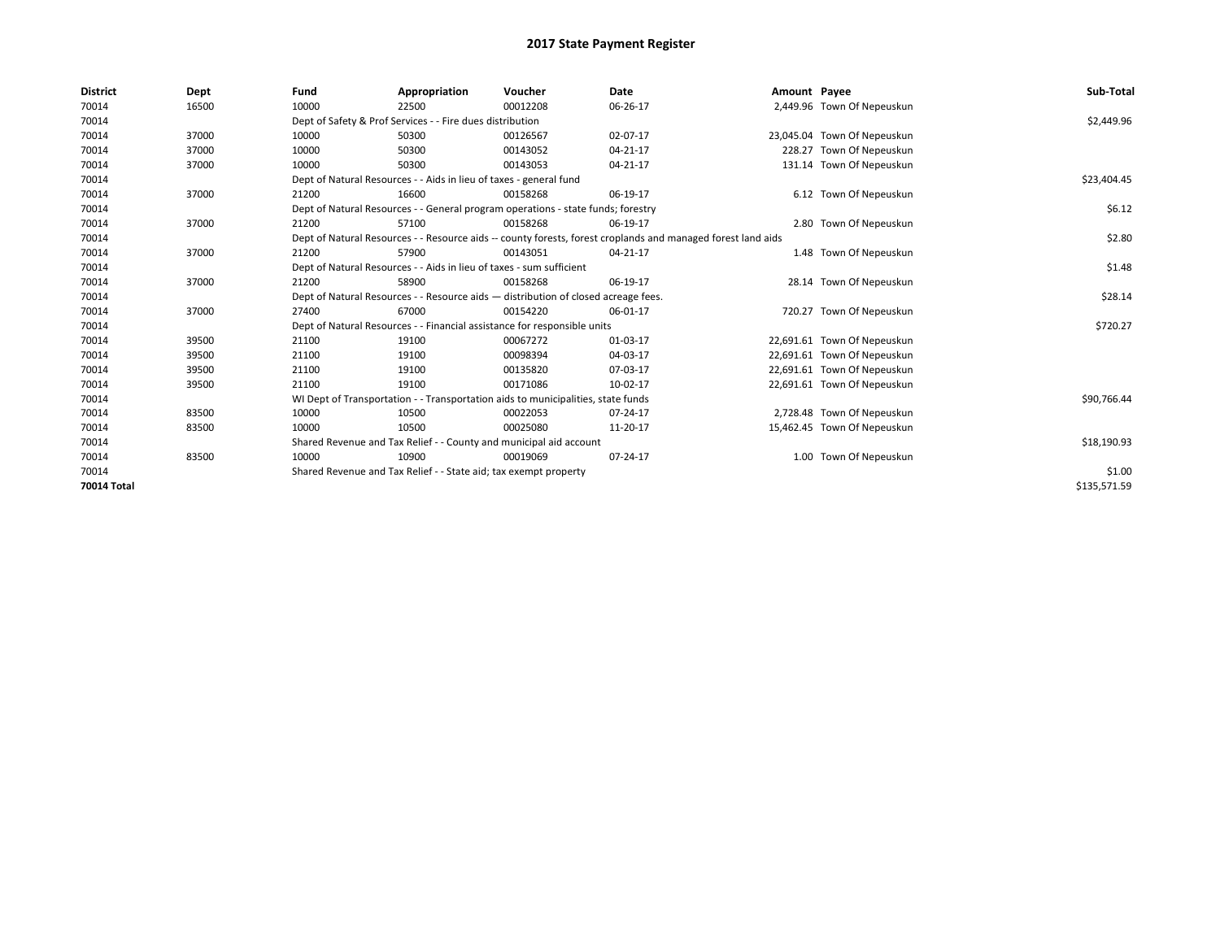# 2017 State Payment Register

| District | Dept | Fund | Appropriation | Voucher | Date | Amount | Payee | Sub-Total |
|---|---|---|---|---|---|---|---|---|
| 70014 | 16500 | 10000 | 22500 | 00012208 | 06-26-17 | 2,449.96 | Town Of Nepeuskun | |
| 70014 | | Dept of Safety & Prof Services - - Fire dues distribution | | | | | | $2,449.96 |
| 70014 | 37000 | 10000 | 50300 | 00126567 | 02-07-17 | 23,045.04 | Town Of Nepeuskun | |
| 70014 | 37000 | 10000 | 50300 | 00143052 | 04-21-17 | 228.27 | Town Of Nepeuskun | |
| 70014 | 37000 | 10000 | 50300 | 00143053 | 04-21-17 | 131.14 | Town Of Nepeuskun | |
| 70014 | | Dept of Natural Resources - - Aids in lieu of taxes - general fund | | | | | | $23,404.45 |
| 70014 | 37000 | 21200 | 16600 | 00158268 | 06-19-17 | 6.12 | Town Of Nepeuskun | |
| 70014 | | Dept of Natural Resources - - General program operations - state funds; forestry | | | | | | $6.12 |
| 70014 | 37000 | 21200 | 57100 | 00158268 | 06-19-17 | 2.80 | Town Of Nepeuskun | |
| 70014 | | Dept of Natural Resources - - Resource aids -- county forests, forest croplands and managed forest land aids | | | | | | $2.80 |
| 70014 | 37000 | 21200 | 57900 | 00143051 | 04-21-17 | 1.48 | Town Of Nepeuskun | |
| 70014 | | Dept of Natural Resources - - Aids in lieu of taxes - sum sufficient | | | | | | $1.48 |
| 70014 | 37000 | 21200 | 58900 | 00158268 | 06-19-17 | 28.14 | Town Of Nepeuskun | |
| 70014 | | Dept of Natural Resources - - Resource aids — distribution of closed acreage fees. | | | | | | $28.14 |
| 70014 | 37000 | 27400 | 67000 | 00154220 | 06-01-17 | 720.27 | Town Of Nepeuskun | |
| 70014 | | Dept of Natural Resources - - Financial assistance for responsible units | | | | | | $720.27 |
| 70014 | 39500 | 21100 | 19100 | 00067272 | 01-03-17 | 22,691.61 | Town Of Nepeuskun | |
| 70014 | 39500 | 21100 | 19100 | 00098394 | 04-03-17 | 22,691.61 | Town Of Nepeuskun | |
| 70014 | 39500 | 21100 | 19100 | 00135820 | 07-03-17 | 22,691.61 | Town Of Nepeuskun | |
| 70014 | 39500 | 21100 | 19100 | 00171086 | 10-02-17 | 22,691.61 | Town Of Nepeuskun | |
| 70014 | | WI Dept of Transportation - - Transportation aids to municipalities, state funds | | | | | | $90,766.44 |
| 70014 | 83500 | 10000 | 10500 | 00022053 | 07-24-17 | 2,728.48 | Town Of Nepeuskun | |
| 70014 | 83500 | 10000 | 10500 | 00025080 | 11-20-17 | 15,462.45 | Town Of Nepeuskun | |
| 70014 | | Shared Revenue and Tax Relief - - County and municipal aid account | | | | | | $18,190.93 |
| 70014 | 83500 | 10000 | 10900 | 00019069 | 07-24-17 | 1.00 | Town Of Nepeuskun | |
| 70014 | | Shared Revenue and Tax Relief - - State aid; tax exempt property | | | | | | $1.00 |
| **70014 Total** | | | | | | | | $135,571.59 |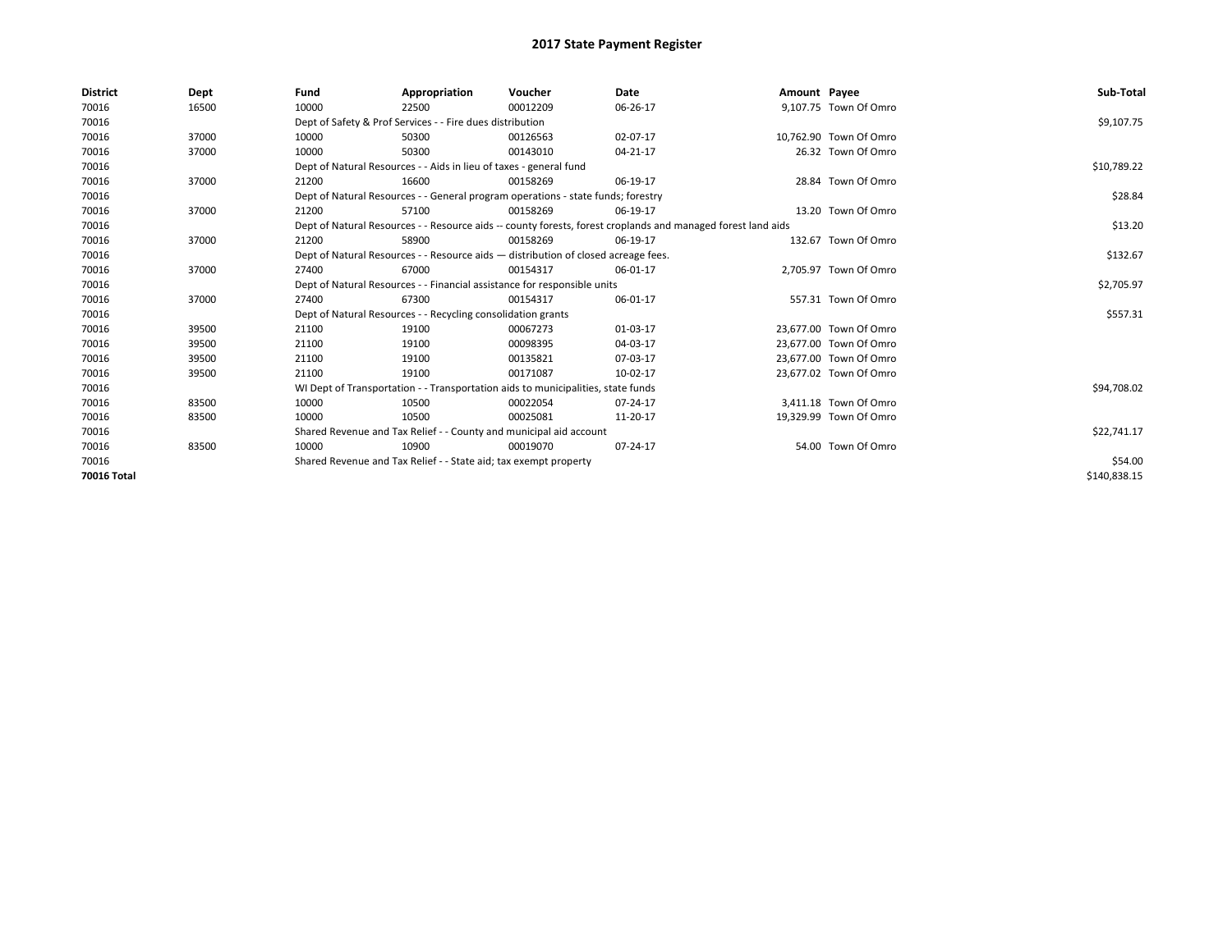# 2017 State Payment Register

| District | Dept | Fund | Appropriation | Voucher | Date | Amount | Payee | Sub-Total |
|---|---|---|---|---|---|---|---|---|
| 70016 | 16500 | 10000 | 22500 | 00012209 | 06-26-17 | 9,107.75 | Town Of Omro | |
| 70016 | | Dept of Safety & Prof Services - - Fire dues distribution | | | | | | $9,107.75 |
| 70016 | 37000 | 10000 | 50300 | 00126563 | 02-07-17 | 10,762.90 | Town Of Omro | |
| 70016 | 37000 | 10000 | 50300 | 00143010 | 04-21-17 | 26.32 | Town Of Omro | |
| 70016 | | Dept of Natural Resources - - Aids in lieu of taxes - general fund | | | | | | $10,789.22 |
| 70016 | 37000 | 21200 | 16600 | 00158269 | 06-19-17 | 28.84 | Town Of Omro | |
| 70016 | | Dept of Natural Resources - - General program operations - state funds; forestry | | | | | | $28.84 |
| 70016 | 37000 | 21200 | 57100 | 00158269 | 06-19-17 | 13.20 | Town Of Omro | |
| 70016 | | Dept of Natural Resources - - Resource aids -- county forests, forest croplands and managed forest land aids | | | | | | $13.20 |
| 70016 | 37000 | 21200 | 58900 | 00158269 | 06-19-17 | 132.67 | Town Of Omro | |
| 70016 | | Dept of Natural Resources - - Resource aids — distribution of closed acreage fees. | | | | | | $132.67 |
| 70016 | 37000 | 27400 | 67000 | 00154317 | 06-01-17 | 2,705.97 | Town Of Omro | |
| 70016 | | Dept of Natural Resources - - Financial assistance for responsible units | | | | | | $2,705.97 |
| 70016 | 37000 | 27400 | 67300 | 00154317 | 06-01-17 | 557.31 | Town Of Omro | |
| 70016 | | Dept of Natural Resources - - Recycling consolidation grants | | | | | | $557.31 |
| 70016 | 39500 | 21100 | 19100 | 00067273 | 01-03-17 | 23,677.00 | Town Of Omro | |
| 70016 | 39500 | 21100 | 19100 | 00098395 | 04-03-17 | 23,677.00 | Town Of Omro | |
| 70016 | 39500 | 21100 | 19100 | 00135821 | 07-03-17 | 23,677.00 | Town Of Omro | |
| 70016 | 39500 | 21100 | 19100 | 00171087 | 10-02-17 | 23,677.02 | Town Of Omro | |
| 70016 | | WI Dept of Transportation - - Transportation aids to municipalities, state funds | | | | | | $94,708.02 |
| 70016 | 83500 | 10000 | 10500 | 00022054 | 07-24-17 | 3,411.18 | Town Of Omro | |
| 70016 | 83500 | 10000 | 10500 | 00025081 | 11-20-17 | 19,329.99 | Town Of Omro | |
| 70016 | | Shared Revenue and Tax Relief - - County and municipal aid account | | | | | | $22,741.17 |
| 70016 | 83500 | 10000 | 10900 | 00019070 | 07-24-17 | 54.00 | Town Of Omro | |
| 70016 | | Shared Revenue and Tax Relief - - State aid; tax exempt property | | | | | | $54.00 |
| **70016 Total** | | | | | | | | $140,838.15 |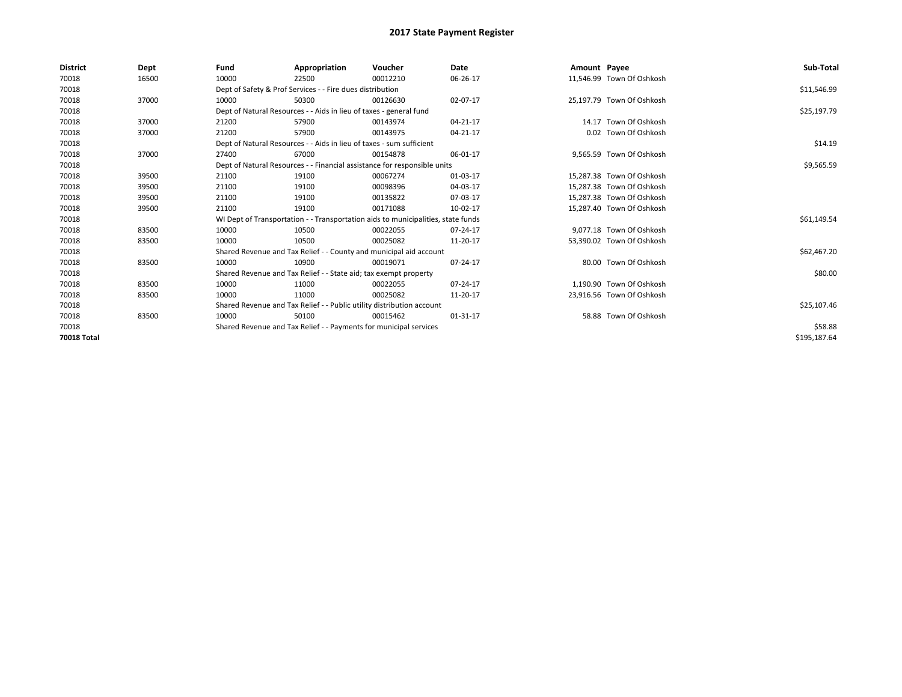# 2017 State Payment Register

| District | Dept | Fund | Appropriation | Voucher | Date | Amount | Payee | Sub-Total |
|---|---|---|---|---|---|---|---|---|
| 70018 | 16500 | 10000 | 22500 | 00012210 | 06-26-17 | 11,546.99 | Town Of Oshkosh | |
| 70018 | | Dept of Safety & Prof Services - - Fire dues distribution | | | | | | $11,546.99 |
| 70018 | 37000 | 10000 | 50300 | 00126630 | 02-07-17 | 25,197.79 | Town Of Oshkosh | |
| 70018 | | Dept of Natural Resources - - Aids in lieu of taxes - general fund | | | | | | $25,197.79 |
| 70018 | 37000 | 21200 | 57900 | 00143974 | 04-21-17 | 14.17 | Town Of Oshkosh | |
| 70018 | 37000 | 21200 | 57900 | 00143975 | 04-21-17 | 0.02 | Town Of Oshkosh | |
| 70018 | | Dept of Natural Resources - - Aids in lieu of taxes - sum sufficient | | | | | | $14.19 |
| 70018 | 37000 | 27400 | 67000 | 00154878 | 06-01-17 | 9,565.59 | Town Of Oshkosh | |
| 70018 | | Dept of Natural Resources - - Financial assistance for responsible units | | | | | | $9,565.59 |
| 70018 | 39500 | 21100 | 19100 | 00067274 | 01-03-17 | 15,287.38 | Town Of Oshkosh | |
| 70018 | 39500 | 21100 | 19100 | 00098396 | 04-03-17 | 15,287.38 | Town Of Oshkosh | |
| 70018 | 39500 | 21100 | 19100 | 00135822 | 07-03-17 | 15,287.38 | Town Of Oshkosh | |
| 70018 | 39500 | 21100 | 19100 | 00171088 | 10-02-17 | 15,287.40 | Town Of Oshkosh | |
| 70018 | | WI Dept of Transportation - - Transportation aids to municipalities, state funds | | | | | | $61,149.54 |
| 70018 | 83500 | 10000 | 10500 | 00022055 | 07-24-17 | 9,077.18 | Town Of Oshkosh | |
| 70018 | 83500 | 10000 | 10500 | 00025082 | 11-20-17 | 53,390.02 | Town Of Oshkosh | |
| 70018 | | Shared Revenue and Tax Relief - - County and municipal aid account | | | | | | $62,467.20 |
| 70018 | 83500 | 10000 | 10900 | 00019071 | 07-24-17 | 80.00 | Town Of Oshkosh | |
| 70018 | | Shared Revenue and Tax Relief - - State aid; tax exempt property | | | | | | $80.00 |
| 70018 | 83500 | 10000 | 11000 | 00022055 | 07-24-17 | 1,190.90 | Town Of Oshkosh | |
| 70018 | 83500 | 10000 | 11000 | 00025082 | 11-20-17 | 23,916.56 | Town Of Oshkosh | |
| 70018 | | Shared Revenue and Tax Relief - - Public utility distribution account | | | | | | $25,107.46 |
| 70018 | 83500 | 10000 | 50100 | 00015462 | 01-31-17 | 58.88 | Town Of Oshkosh | |
| 70018 | | Shared Revenue and Tax Relief - - Payments for municipal services | | | | | | $58.88 |
| **70018 Total** | | | | | | | | $195,187.64 |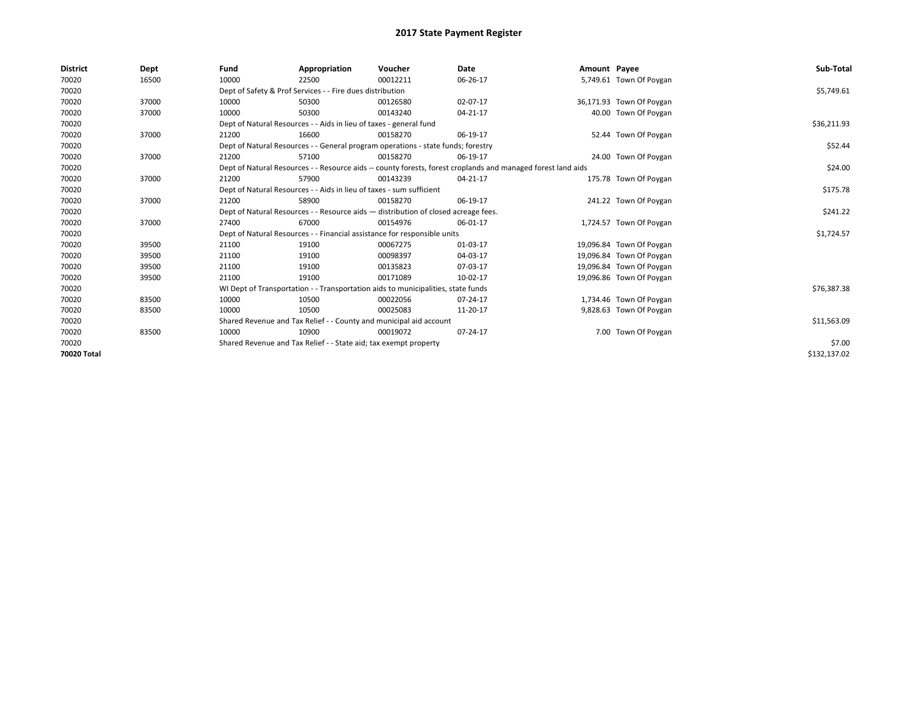# 2017 State Payment Register

| District | Dept | Fund | Appropriation | Voucher | Date | Amount | Payee | Sub-Total |
|---|---|---|---|---|---|---|---|---|
| 70020 | 16500 | 10000 | 22500 | 00012211 | 06-26-17 | 5,749.61 | Town Of Poygan | |
| 70020 | | Dept of Safety & Prof Services - - Fire dues distribution | | | | | | $5,749.61 |
| 70020 | 37000 | 10000 | 50300 | 00126580 | 02-07-17 | 36,171.93 | Town Of Poygan | |
| 70020 | 37000 | 10000 | 50300 | 00143240 | 04-21-17 | 40.00 | Town Of Poygan | |
| 70020 | | Dept of Natural Resources - - Aids in lieu of taxes - general fund | | | | | | $36,211.93 |
| 70020 | 37000 | 21200 | 16600 | 00158270 | 06-19-17 | 52.44 | Town Of Poygan | |
| 70020 | | Dept of Natural Resources - - General program operations - state funds; forestry | | | | | | $52.44 |
| 70020 | 37000 | 21200 | 57100 | 00158270 | 06-19-17 | 24.00 | Town Of Poygan | |
| 70020 | | Dept of Natural Resources - - Resource aids -- county forests, forest croplands and managed forest land aids | | | | | | $24.00 |
| 70020 | 37000 | 21200 | 57900 | 00143239 | 04-21-17 | 175.78 | Town Of Poygan | |
| 70020 | | Dept of Natural Resources - - Aids in lieu of taxes - sum sufficient | | | | | | $175.78 |
| 70020 | 37000 | 21200 | 58900 | 00158270 | 06-19-17 | 241.22 | Town Of Poygan | |
| 70020 | | Dept of Natural Resources - - Resource aids — distribution of closed acreage fees. | | | | | | $241.22 |
| 70020 | 37000 | 27400 | 67000 | 00154976 | 06-01-17 | 1,724.57 | Town Of Poygan | |
| 70020 | | Dept of Natural Resources - - Financial assistance for responsible units | | | | | | $1,724.57 |
| 70020 | 39500 | 21100 | 19100 | 00067275 | 01-03-17 | 19,096.84 | Town Of Poygan | |
| 70020 | 39500 | 21100 | 19100 | 00098397 | 04-03-17 | 19,096.84 | Town Of Poygan | |
| 70020 | 39500 | 21100 | 19100 | 00135823 | 07-03-17 | 19,096.84 | Town Of Poygan | |
| 70020 | 39500 | 21100 | 19100 | 00171089 | 10-02-17 | 19,096.86 | Town Of Poygan | |
| 70020 | | WI Dept of Transportation - - Transportation aids to municipalities, state funds | | | | | | $76,387.38 |
| 70020 | 83500 | 10000 | 10500 | 00022056 | 07-24-17 | 1,734.46 | Town Of Poygan | |
| 70020 | 83500 | 10000 | 10500 | 00025083 | 11-20-17 | 9,828.63 | Town Of Poygan | |
| 70020 | | Shared Revenue and Tax Relief - - County and municipal aid account | | | | | | $11,563.09 |
| 70020 | 83500 | 10000 | 10900 | 00019072 | 07-24-17 | 7.00 | Town Of Poygan | |
| 70020 | | Shared Revenue and Tax Relief - - State aid; tax exempt property | | | | | | $7.00 |
| **70020 Total** | | | | | | | | $132,137.02 |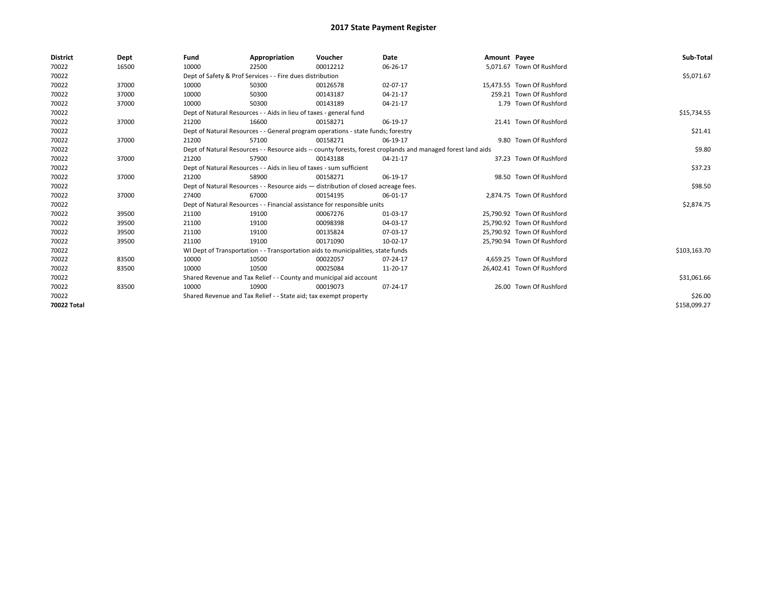# 2017 State Payment Register

| District | Dept | Fund | Appropriation | Voucher | Date | Amount | Payee | Sub-Total |
|---|---|---|---|---|---|---|---|---|
| 70022 | 16500 | 10000 | 22500 | 00012212 | 06-26-17 | 5,071.67 | Town Of Rushford | |
| 70022 | | Dept of Safety & Prof Services - - Fire dues distribution | | | | | | $5,071.67 |
| 70022 | 37000 | 10000 | 50300 | 00126578 | 02-07-17 | 15,473.55 | Town Of Rushford | |
| 70022 | 37000 | 10000 | 50300 | 00143187 | 04-21-17 | 259.21 | Town Of Rushford | |
| 70022 | 37000 | 10000 | 50300 | 00143189 | 04-21-17 | 1.79 | Town Of Rushford | |
| 70022 | | Dept of Natural Resources - - Aids in lieu of taxes - general fund | | | | | | $15,734.55 |
| 70022 | 37000 | 21200 | 16600 | 00158271 | 06-19-17 | 21.41 | Town Of Rushford | |
| 70022 | | Dept of Natural Resources - - General program operations - state funds; forestry | | | | | | $21.41 |
| 70022 | 37000 | 21200 | 57100 | 00158271 | 06-19-17 | 9.80 | Town Of Rushford | |
| 70022 | | Dept of Natural Resources - - Resource aids -- county forests, forest croplands and managed forest land aids | | | | | | $9.80 |
| 70022 | 37000 | 21200 | 57900 | 00143188 | 04-21-17 | 37.23 | Town Of Rushford | |
| 70022 | | Dept of Natural Resources - - Aids in lieu of taxes - sum sufficient | | | | | | $37.23 |
| 70022 | 37000 | 21200 | 58900 | 00158271 | 06-19-17 | 98.50 | Town Of Rushford | |
| 70022 | | Dept of Natural Resources - - Resource aids — distribution of closed acreage fees. | | | | | | $98.50 |
| 70022 | 37000 | 27400 | 67000 | 00154195 | 06-01-17 | 2,874.75 | Town Of Rushford | |
| 70022 | | Dept of Natural Resources - - Financial assistance for responsible units | | | | | | $2,874.75 |
| 70022 | 39500 | 21100 | 19100 | 00067276 | 01-03-17 | 25,790.92 | Town Of Rushford | |
| 70022 | 39500 | 21100 | 19100 | 00098398 | 04-03-17 | 25,790.92 | Town Of Rushford | |
| 70022 | 39500 | 21100 | 19100 | 00135824 | 07-03-17 | 25,790.92 | Town Of Rushford | |
| 70022 | 39500 | 21100 | 19100 | 00171090 | 10-02-17 | 25,790.94 | Town Of Rushford | |
| 70022 | | WI Dept of Transportation - - Transportation aids to municipalities, state funds | | | | | | $103,163.70 |
| 70022 | 83500 | 10000 | 10500 | 00022057 | 07-24-17 | 4,659.25 | Town Of Rushford | |
| 70022 | 83500 | 10000 | 10500 | 00025084 | 11-20-17 | 26,402.41 | Town Of Rushford | |
| 70022 | | Shared Revenue and Tax Relief - - County and municipal aid account | | | | | | $31,061.66 |
| 70022 | 83500 | 10000 | 10900 | 00019073 | 07-24-17 | 26.00 | Town Of Rushford | |
| 70022 | | Shared Revenue and Tax Relief - - State aid; tax exempt property | | | | | | $26.00 |
| **70022 Total** | | | | | | | | $158,099.27 |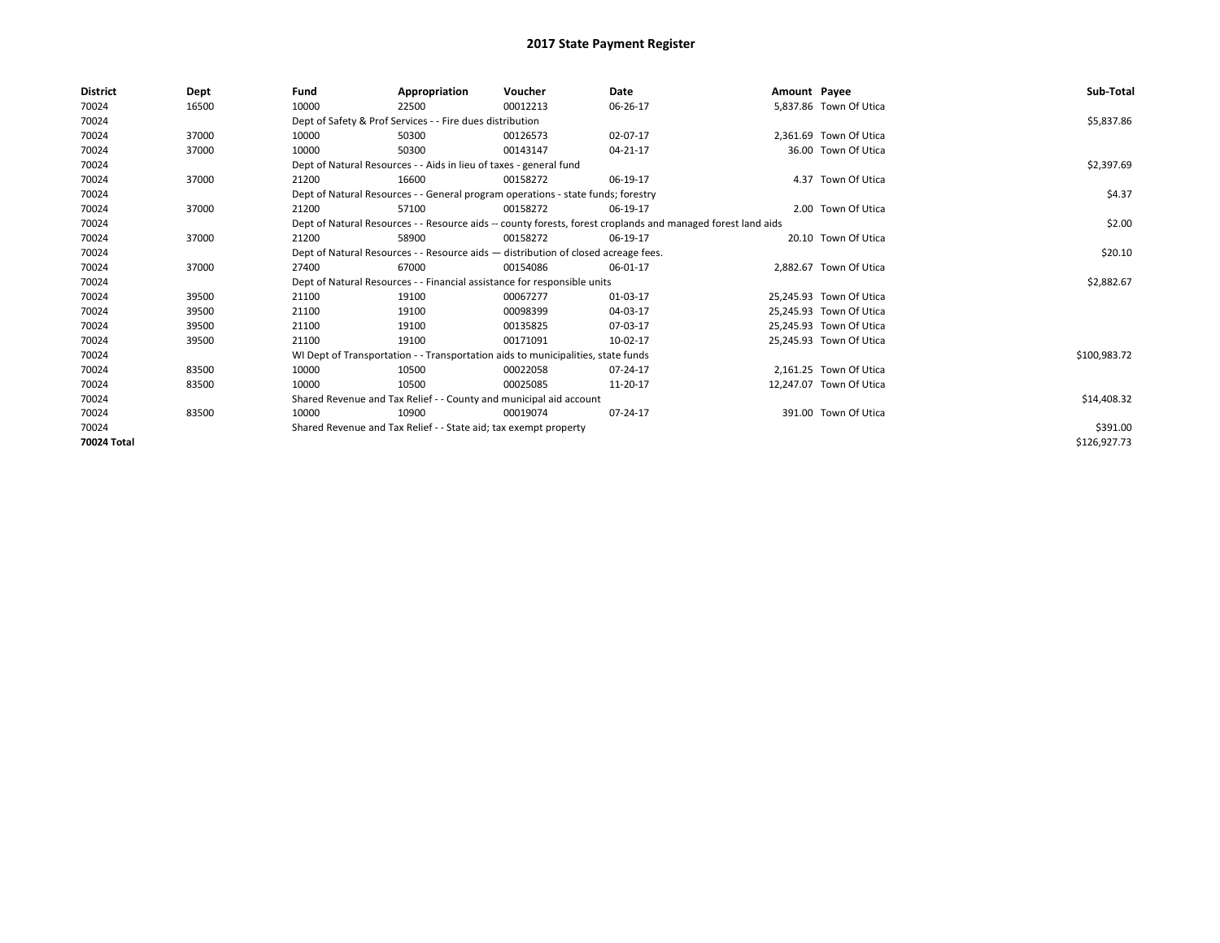# 2017 State Payment Register

| District | Dept | Fund | Appropriation | Voucher | Date | Amount | Payee | Sub-Total |
|---|---|---|---|---|---|---|---|---|
| 70024 | 16500 | 10000 | 22500 | 00012213 | 06-26-17 | 5,837.86 | Town Of Utica | |
| 70024 | | Dept of Safety & Prof Services - - Fire dues distribution | | | | | | $5,837.86 |
| 70024 | 37000 | 10000 | 50300 | 00126573 | 02-07-17 | 2,361.69 | Town Of Utica | |
| 70024 | 37000 | 10000 | 50300 | 00143147 | 04-21-17 | 36.00 | Town Of Utica | |
| 70024 | | Dept of Natural Resources - - Aids in lieu of taxes - general fund | | | | | | $2,397.69 |
| 70024 | 37000 | 21200 | 16600 | 00158272 | 06-19-17 | 4.37 | Town Of Utica | |
| 70024 | | Dept of Natural Resources - - General program operations - state funds; forestry | | | | | | $4.37 |
| 70024 | 37000 | 21200 | 57100 | 00158272 | 06-19-17 | 2.00 | Town Of Utica | |
| 70024 | | Dept of Natural Resources - - Resource aids -- county forests, forest croplands and managed forest land aids | | | | | | $2.00 |
| 70024 | 37000 | 21200 | 58900 | 00158272 | 06-19-17 | 20.10 | Town Of Utica | |
| 70024 | | Dept of Natural Resources - - Resource aids — distribution of closed acreage fees. | | | | | | $20.10 |
| 70024 | 37000 | 27400 | 67000 | 00154086 | 06-01-17 | 2,882.67 | Town Of Utica | |
| 70024 | | Dept of Natural Resources - - Financial assistance for responsible units | | | | | | $2,882.67 |
| 70024 | 39500 | 21100 | 19100 | 00067277 | 01-03-17 | 25,245.93 | Town Of Utica | |
| 70024 | 39500 | 21100 | 19100 | 00098399 | 04-03-17 | 25,245.93 | Town Of Utica | |
| 70024 | 39500 | 21100 | 19100 | 00135825 | 07-03-17 | 25,245.93 | Town Of Utica | |
| 70024 | 39500 | 21100 | 19100 | 00171091 | 10-02-17 | 25,245.93 | Town Of Utica | |
| 70024 | | WI Dept of Transportation - - Transportation aids to municipalities, state funds | | | | | | $100,983.72 |
| 70024 | 83500 | 10000 | 10500 | 00022058 | 07-24-17 | 2,161.25 | Town Of Utica | |
| 70024 | 83500 | 10000 | 10500 | 00025085 | 11-20-17 | 12,247.07 | Town Of Utica | |
| 70024 | | Shared Revenue and Tax Relief - - County and municipal aid account | | | | | | $14,408.32 |
| 70024 | 83500 | 10000 | 10900 | 00019074 | 07-24-17 | 391.00 | Town Of Utica | |
| 70024 | | Shared Revenue and Tax Relief - - State aid; tax exempt property | | | | | | $391.00 |
| **70024 Total** | | | | | | | | $126,927.73 |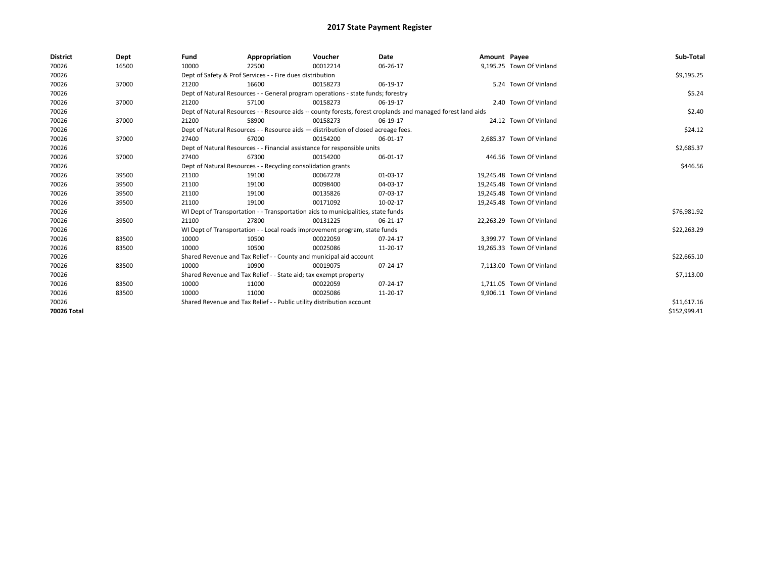# 2017 State Payment Register

| District | Dept | Fund | Appropriation | Voucher | Date | Amount | Payee | Sub-Total |
|---|---|---|---|---|---|---|---|---|
| 70026 | 16500 | 10000 | 22500 | 00012214 | 06-26-17 | 9,195.25 | Town Of Vinland | |
| 70026 | | Dept of Safety & Prof Services - - Fire dues distribution | | | | | | $9,195.25 |
| 70026 | 37000 | 21200 | 16600 | 00158273 | 06-19-17 | 5.24 | Town Of Vinland | |
| 70026 | | Dept of Natural Resources - - General program operations - state funds; forestry | | | | | | $5.24 |
| 70026 | 37000 | 21200 | 57100 | 00158273 | 06-19-17 | 2.40 | Town Of Vinland | |
| 70026 | | Dept of Natural Resources - - Resource aids -- county forests, forest croplands and managed forest land aids | | | | | | $2.40 |
| 70026 | 37000 | 21200 | 58900 | 00158273 | 06-19-17 | 24.12 | Town Of Vinland | |
| 70026 | | Dept of Natural Resources - - Resource aids — distribution of closed acreage fees. | | | | | | $24.12 |
| 70026 | 37000 | 27400 | 67000 | 00154200 | 06-01-17 | 2,685.37 | Town Of Vinland | |
| 70026 | | Dept of Natural Resources - - Financial assistance for responsible units | | | | | | $2,685.37 |
| 70026 | 37000 | 27400 | 67300 | 00154200 | 06-01-17 | 446.56 | Town Of Vinland | |
| 70026 | | Dept of Natural Resources - - Recycling consolidation grants | | | | | | $446.56 |
| 70026 | 39500 | 21100 | 19100 | 00067278 | 01-03-17 | 19,245.48 | Town Of Vinland | |
| 70026 | 39500 | 21100 | 19100 | 00098400 | 04-03-17 | 19,245.48 | Town Of Vinland | |
| 70026 | 39500 | 21100 | 19100 | 00135826 | 07-03-17 | 19,245.48 | Town Of Vinland | |
| 70026 | 39500 | 21100 | 19100 | 00171092 | 10-02-17 | 19,245.48 | Town Of Vinland | |
| 70026 | | WI Dept of Transportation - - Transportation aids to municipalities, state funds | | | | | | $76,981.92 |
| 70026 | 39500 | 21100 | 27800 | 00131225 | 06-21-17 | 22,263.29 | Town Of Vinland | |
| 70026 | | WI Dept of Transportation - - Local roads improvement program, state funds | | | | | | $22,263.29 |
| 70026 | 83500 | 10000 | 10500 | 00022059 | 07-24-17 | 3,399.77 | Town Of Vinland | |
| 70026 | 83500 | 10000 | 10500 | 00025086 | 11-20-17 | 19,265.33 | Town Of Vinland | |
| 70026 | | Shared Revenue and Tax Relief - - County and municipal aid account | | | | | | $22,665.10 |
| 70026 | 83500 | 10000 | 10900 | 00019075 | 07-24-17 | 7,113.00 | Town Of Vinland | |
| 70026 | | Shared Revenue and Tax Relief - - State aid; tax exempt property | | | | | | $7,113.00 |
| 70026 | 83500 | 10000 | 11000 | 00022059 | 07-24-17 | 1,711.05 | Town Of Vinland | |
| 70026 | 83500 | 10000 | 11000 | 00025086 | 11-20-17 | 9,906.11 | Town Of Vinland | |
| 70026 | | Shared Revenue and Tax Relief - - Public utility distribution account | | | | | | $11,617.16 |
| **70026 Total** | | | | | | | | $152,999.41 |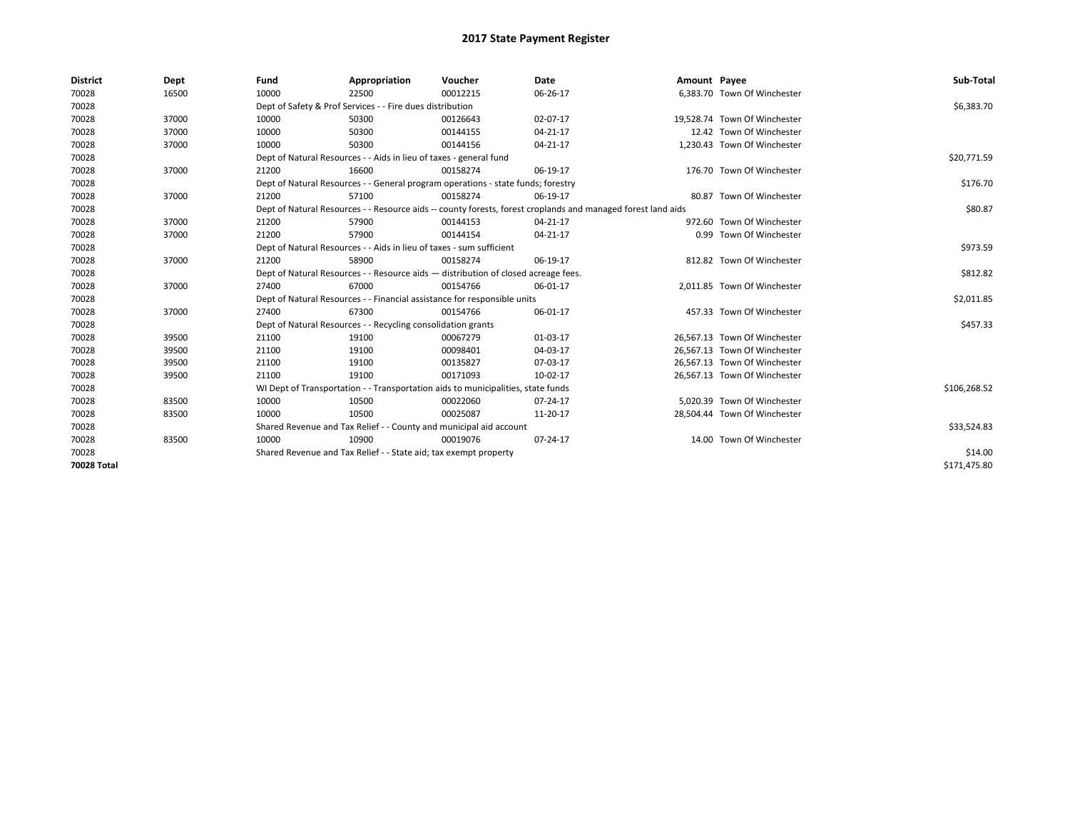# 2017 State Payment Register

| District | Dept | Fund | Appropriation | Voucher | Date | Amount | Payee | Sub-Total |
|---|---|---|---|---|---|---|---|---|
| 70028 | 16500 | 10000 | 22500 | 00012215 | 06-26-17 | 6,383.70 | Town Of Winchester | |
| 70028 | | Dept of Safety & Prof Services - - Fire dues distribution | | | | | | $6,383.70 |
| 70028 | 37000 | 10000 | 50300 | 00126643 | 02-07-17 | 19,528.74 | Town Of Winchester | |
| 70028 | 37000 | 10000 | 50300 | 00144155 | 04-21-17 | 12.42 | Town Of Winchester | |
| 70028 | 37000 | 10000 | 50300 | 00144156 | 04-21-17 | 1,230.43 | Town Of Winchester | |
| 70028 | | Dept of Natural Resources - - Aids in lieu of taxes - general fund | | | | | | $20,771.59 |
| 70028 | 37000 | 21200 | 16600 | 00158274 | 06-19-17 | 176.70 | Town Of Winchester | |
| 70028 | | Dept of Natural Resources - - General program operations - state funds; forestry | | | | | | $176.70 |
| 70028 | 37000 | 21200 | 57100 | 00158274 | 06-19-17 | 80.87 | Town Of Winchester | |
| 70028 | | Dept of Natural Resources - - Resource aids -- county forests, forest croplands and managed forest land aids | | | | | | $80.87 |
| 70028 | 37000 | 21200 | 57900 | 00144153 | 04-21-17 | 972.60 | Town Of Winchester | |
| 70028 | 37000 | 21200 | 57900 | 00144154 | 04-21-17 | 0.99 | Town Of Winchester | |
| 70028 | | Dept of Natural Resources - - Aids in lieu of taxes - sum sufficient | | | | | | $973.59 |
| 70028 | 37000 | 21200 | 58900 | 00158274 | 06-19-17 | 812.82 | Town Of Winchester | |
| 70028 | | Dept of Natural Resources - - Resource aids — distribution of closed acreage fees. | | | | | | $812.82 |
| 70028 | 37000 | 27400 | 67000 | 00154766 | 06-01-17 | 2,011.85 | Town Of Winchester | |
| 70028 | | Dept of Natural Resources - - Financial assistance for responsible units | | | | | | $2,011.85 |
| 70028 | 37000 | 27400 | 67300 | 00154766 | 06-01-17 | 457.33 | Town Of Winchester | |
| 70028 | | Dept of Natural Resources - - Recycling consolidation grants | | | | | | $457.33 |
| 70028 | 39500 | 21100 | 19100 | 00067279 | 01-03-17 | 26,567.13 | Town Of Winchester | |
| 70028 | 39500 | 21100 | 19100 | 00098401 | 04-03-17 | 26,567.13 | Town Of Winchester | |
| 70028 | 39500 | 21100 | 19100 | 00135827 | 07-03-17 | 26,567.13 | Town Of Winchester | |
| 70028 | 39500 | 21100 | 19100 | 00171093 | 10-02-17 | 26,567.13 | Town Of Winchester | |
| 70028 | | WI Dept of Transportation - - Transportation aids to municipalities, state funds | | | | | | $106,268.52 |
| 70028 | 83500 | 10000 | 10500 | 00022060 | 07-24-17 | 5,020.39 | Town Of Winchester | |
| 70028 | 83500 | 10000 | 10500 | 00025087 | 11-20-17 | 28,504.44 | Town Of Winchester | |
| 70028 | | Shared Revenue and Tax Relief - - County and municipal aid account | | | | | | $33,524.83 |
| 70028 | 83500 | 10000 | 10900 | 00019076 | 07-24-17 | 14.00 | Town Of Winchester | |
| 70028 | | Shared Revenue and Tax Relief - - State aid; tax exempt property | | | | | | $14.00 |
| **70028 Total** | | | | | | | | $171,475.80 |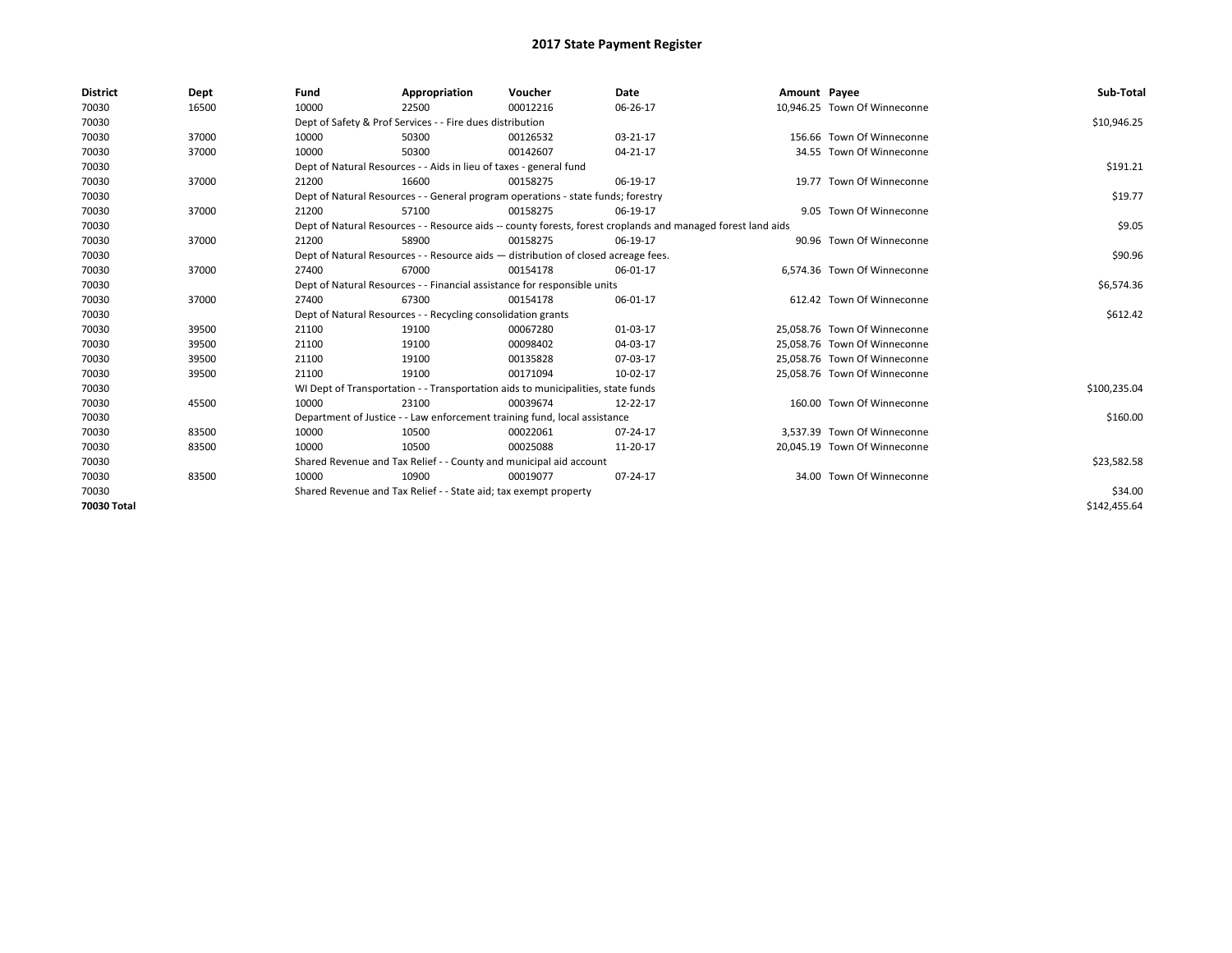# 2017 State Payment Register

| District | Dept | Fund | Appropriation | Voucher | Date | Amount | Payee | Sub-Total |
|---|---|---|---|---|---|---|---|---|
| 70030 | 16500 | 10000 | 22500 | 00012216 | 06-26-17 | 10,946.25 | Town Of Winneconne | |
| 70030 | | Dept of Safety & Prof Services - - Fire dues distribution | | | | | | $10,946.25 |
| 70030 | 37000 | 10000 | 50300 | 00126532 | 03-21-17 | 156.66 | Town Of Winneconne | |
| 70030 | 37000 | 10000 | 50300 | 00142607 | 04-21-17 | 34.55 | Town Of Winneconne | |
| 70030 | | Dept of Natural Resources - - Aids in lieu of taxes - general fund | | | | | | $191.21 |
| 70030 | 37000 | 21200 | 16600 | 00158275 | 06-19-17 | 19.77 | Town Of Winneconne | |
| 70030 | | Dept of Natural Resources - - General program operations - state funds; forestry | | | | | | $19.77 |
| 70030 | 37000 | 21200 | 57100 | 00158275 | 06-19-17 | 9.05 | Town Of Winneconne | |
| 70030 | | Dept of Natural Resources - - Resource aids -- county forests, forest croplands and managed forest land aids | | | | | | $9.05 |
| 70030 | 37000 | 21200 | 58900 | 00158275 | 06-19-17 | 90.96 | Town Of Winneconne | |
| 70030 | | Dept of Natural Resources - - Resource aids — distribution of closed acreage fees. | | | | | | $90.96 |
| 70030 | 37000 | 27400 | 67000 | 00154178 | 06-01-17 | 6,574.36 | Town Of Winneconne | |
| 70030 | | Dept of Natural Resources - - Financial assistance for responsible units | | | | | | $6,574.36 |
| 70030 | 37000 | 27400 | 67300 | 00154178 | 06-01-17 | 612.42 | Town Of Winneconne | |
| 70030 | | Dept of Natural Resources - - Recycling consolidation grants | | | | | | $612.42 |
| 70030 | 39500 | 21100 | 19100 | 00067280 | 01-03-17 | 25,058.76 | Town Of Winneconne | |
| 70030 | 39500 | 21100 | 19100 | 00098402 | 04-03-17 | 25,058.76 | Town Of Winneconne | |
| 70030 | 39500 | 21100 | 19100 | 00135828 | 07-03-17 | 25,058.76 | Town Of Winneconne | |
| 70030 | 39500 | 21100 | 19100 | 00171094 | 10-02-17 | 25,058.76 | Town Of Winneconne | |
| 70030 | | WI Dept of Transportation - - Transportation aids to municipalities, state funds | | | | | | $100,235.04 |
| 70030 | 45500 | 10000 | 23100 | 00039674 | 12-22-17 | 160.00 | Town Of Winneconne | |
| 70030 | | Department of Justice - - Law enforcement training fund, local assistance | | | | | | $160.00 |
| 70030 | 83500 | 10000 | 10500 | 00022061 | 07-24-17 | 3,537.39 | Town Of Winneconne | |
| 70030 | 83500 | 10000 | 10500 | 00025088 | 11-20-17 | 20,045.19 | Town Of Winneconne | |
| 70030 | | Shared Revenue and Tax Relief - - County and municipal aid account | | | | | | $23,582.58 |
| 70030 | 83500 | 10000 | 10900 | 00019077 | 07-24-17 | 34.00 | Town Of Winneconne | |
| 70030 | | Shared Revenue and Tax Relief - - State aid; tax exempt property | | | | | | $34.00 |
| **70030 Total** | | | | | | | | $142,455.64 |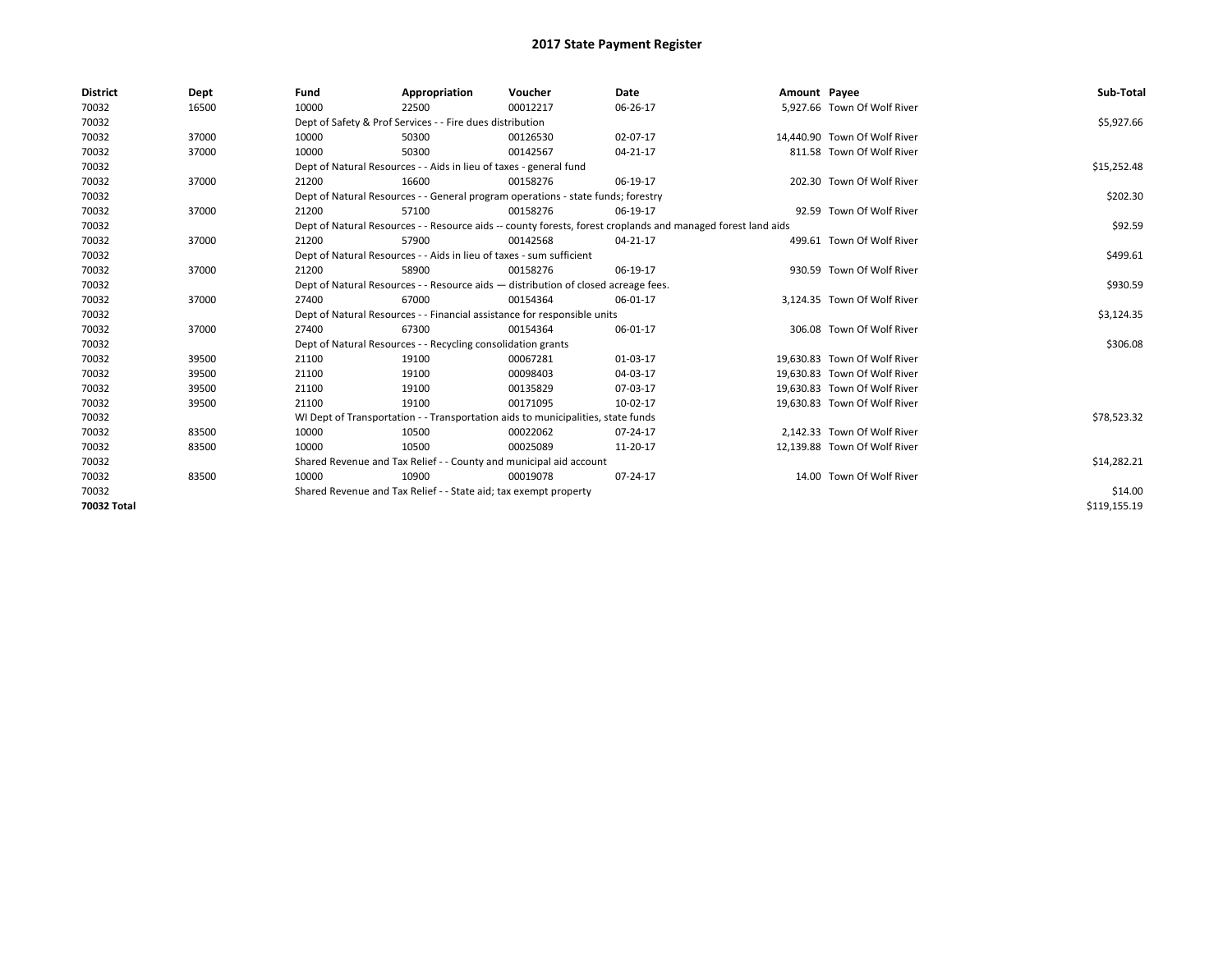# 2017 State Payment Register

| District | Dept | Fund | Appropriation | Voucher | Date | Amount | Payee | Sub-Total |
|---|---|---|---|---|---|---|---|---|
| 70032 | 16500 | 10000 | 22500 | 00012217 | 06-26-17 | 5,927.66 | Town Of Wolf River | |
| 70032 | | Dept of Safety & Prof Services - - Fire dues distribution | | | | | | $5,927.66 |
| 70032 | 37000 | 10000 | 50300 | 00126530 | 02-07-17 | 14,440.90 | Town Of Wolf River | |
| 70032 | 37000 | 10000 | 50300 | 00142567 | 04-21-17 | 811.58 | Town Of Wolf River | |
| 70032 | | Dept of Natural Resources - - Aids in lieu of taxes - general fund | | | | | | $15,252.48 |
| 70032 | 37000 | 21200 | 16600 | 00158276 | 06-19-17 | 202.30 | Town Of Wolf River | |
| 70032 | | Dept of Natural Resources - - General program operations - state funds; forestry | | | | | | $202.30 |
| 70032 | 37000 | 21200 | 57100 | 00158276 | 06-19-17 | 92.59 | Town Of Wolf River | |
| 70032 | | Dept of Natural Resources - - Resource aids -- county forests, forest croplands and managed forest land aids | | | | | | $92.59 |
| 70032 | 37000 | 21200 | 57900 | 00142568 | 04-21-17 | 499.61 | Town Of Wolf River | |
| 70032 | | Dept of Natural Resources - - Aids in lieu of taxes - sum sufficient | | | | | | $499.61 |
| 70032 | 37000 | 21200 | 58900 | 00158276 | 06-19-17 | 930.59 | Town Of Wolf River | |
| 70032 | | Dept of Natural Resources - - Resource aids — distribution of closed acreage fees. | | | | | | $930.59 |
| 70032 | 37000 | 27400 | 67000 | 00154364 | 06-01-17 | 3,124.35 | Town Of Wolf River | |
| 70032 | | Dept of Natural Resources - - Financial assistance for responsible units | | | | | | $3,124.35 |
| 70032 | 37000 | 27400 | 67300 | 00154364 | 06-01-17 | 306.08 | Town Of Wolf River | |
| 70032 | | Dept of Natural Resources - - Recycling consolidation grants | | | | | | $306.08 |
| 70032 | 39500 | 21100 | 19100 | 00067281 | 01-03-17 | 19,630.83 | Town Of Wolf River | |
| 70032 | 39500 | 21100 | 19100 | 00098403 | 04-03-17 | 19,630.83 | Town Of Wolf River | |
| 70032 | 39500 | 21100 | 19100 | 00135829 | 07-03-17 | 19,630.83 | Town Of Wolf River | |
| 70032 | 39500 | 21100 | 19100 | 00171095 | 10-02-17 | 19,630.83 | Town Of Wolf River | |
| 70032 | | WI Dept of Transportation - - Transportation aids to municipalities, state funds | | | | | | $78,523.32 |
| 70032 | 83500 | 10000 | 10500 | 00022062 | 07-24-17 | 2,142.33 | Town Of Wolf River | |
| 70032 | 83500 | 10000 | 10500 | 00025089 | 11-20-17 | 12,139.88 | Town Of Wolf River | |
| 70032 | | Shared Revenue and Tax Relief - - County and municipal aid account | | | | | | $14,282.21 |
| 70032 | 83500 | 10000 | 10900 | 00019078 | 07-24-17 | 14.00 | Town Of Wolf River | |
| 70032 | | Shared Revenue and Tax Relief - - State aid; tax exempt property | | | | | | $14.00 |
| **70032 Total** | | | | | | | | $119,155.19 |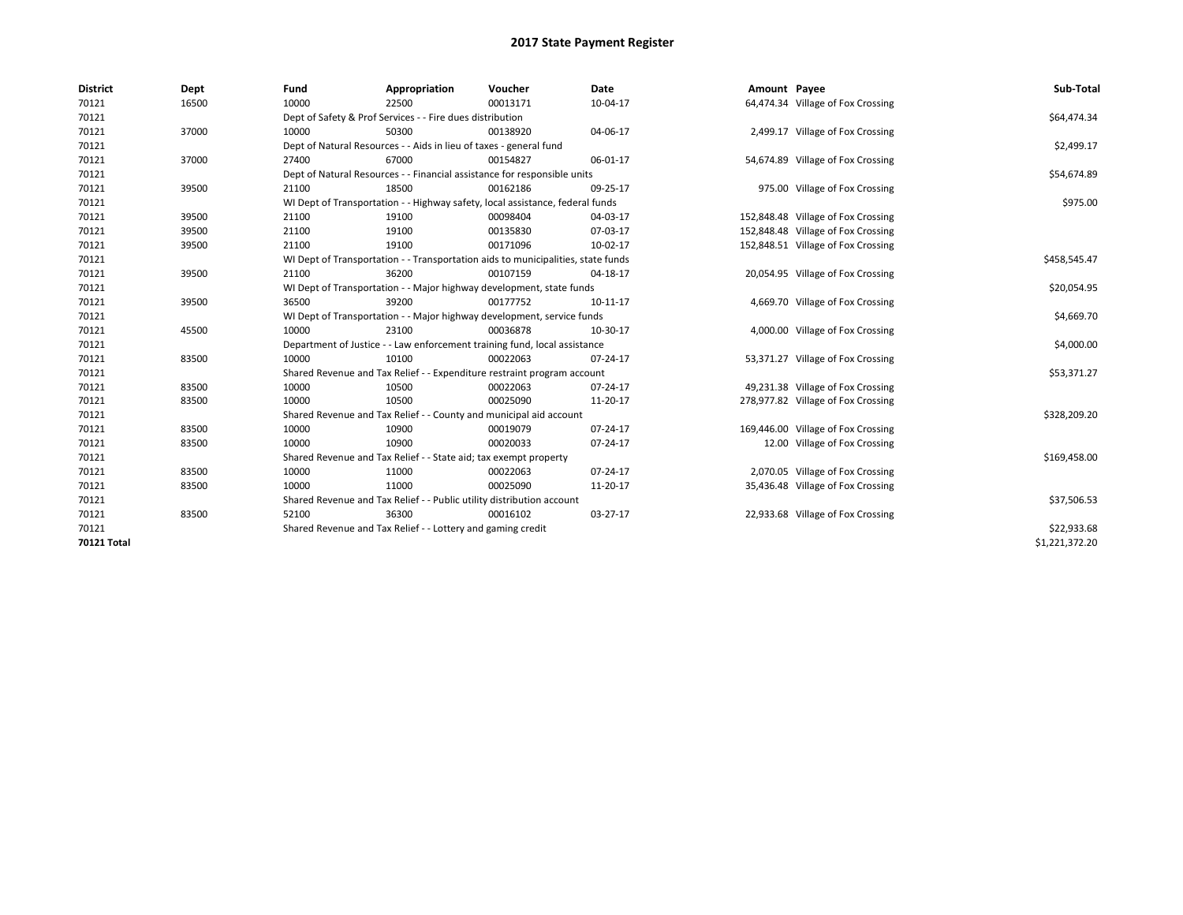# 2017 State Payment Register

| District | Dept | Fund | Appropriation | Voucher | Date | Amount | Payee | Sub-Total |
|---|---|---|---|---|---|---|---|---|
| 70121 | 16500 | 10000 | 22500 | 00013171 | 10-04-17 | 64,474.34 | Village of Fox Crossing | |
| 70121 | | Dept of Safety & Prof Services - - Fire dues distribution | | | | | | $64,474.34 |
| 70121 | 37000 | 10000 | 50300 | 00138920 | 04-06-17 | 2,499.17 | Village of Fox Crossing | |
| 70121 | | Dept of Natural Resources - - Aids in lieu of taxes - general fund | | | | | | $2,499.17 |
| 70121 | 37000 | 27400 | 67000 | 00154827 | 06-01-17 | 54,674.89 | Village of Fox Crossing | |
| 70121 | | Dept of Natural Resources - - Financial assistance for responsible units | | | | | | $54,674.89 |
| 70121 | 39500 | 21100 | 18500 | 00162186 | 09-25-17 | 975.00 | Village of Fox Crossing | |
| 70121 | | WI Dept of Transportation - - Highway safety, local assistance, federal funds | | | | | | $975.00 |
| 70121 | 39500 | 21100 | 19100 | 00098404 | 04-03-17 | 152,848.48 | Village of Fox Crossing | |
| 70121 | 39500 | 21100 | 19100 | 00135830 | 07-03-17 | 152,848.48 | Village of Fox Crossing | |
| 70121 | 39500 | 21100 | 19100 | 00171096 | 10-02-17 | 152,848.51 | Village of Fox Crossing | |
| 70121 | | WI Dept of Transportation - - Transportation aids to municipalities, state funds | | | | | | $458,545.47 |
| 70121 | 39500 | 21100 | 36200 | 00107159 | 04-18-17 | 20,054.95 | Village of Fox Crossing | |
| 70121 | | WI Dept of Transportation - - Major highway development, state funds | | | | | | $20,054.95 |
| 70121 | 39500 | 36500 | 39200 | 00177752 | 10-11-17 | 4,669.70 | Village of Fox Crossing | |
| 70121 | | WI Dept of Transportation - - Major highway development, service funds | | | | | | $4,669.70 |
| 70121 | 45500 | 10000 | 23100 | 00036878 | 10-30-17 | 4,000.00 | Village of Fox Crossing | |
| 70121 | | Department of Justice - - Law enforcement training fund, local assistance | | | | | | $4,000.00 |
| 70121 | 83500 | 10000 | 10100 | 00022063 | 07-24-17 | 53,371.27 | Village of Fox Crossing | |
| 70121 | | Shared Revenue and Tax Relief - - Expenditure restraint program account | | | | | | $53,371.27 |
| 70121 | 83500 | 10000 | 10500 | 00022063 | 07-24-17 | 49,231.38 | Village of Fox Crossing | |
| 70121 | 83500 | 10000 | 10500 | 00025090 | 11-20-17 | 278,977.82 | Village of Fox Crossing | |
| 70121 | | Shared Revenue and Tax Relief - - County and municipal aid account | | | | | | $328,209.20 |
| 70121 | 83500 | 10000 | 10900 | 00019079 | 07-24-17 | 169,446.00 | Village of Fox Crossing | |
| 70121 | 83500 | 10000 | 10900 | 00020033 | 07-24-17 | 12.00 | Village of Fox Crossing | |
| 70121 | | Shared Revenue and Tax Relief - - State aid; tax exempt property | | | | | | $169,458.00 |
| 70121 | 83500 | 10000 | 11000 | 00022063 | 07-24-17 | 2,070.05 | Village of Fox Crossing | |
| 70121 | 83500 | 10000 | 11000 | 00025090 | 11-20-17 | 35,436.48 | Village of Fox Crossing | |
| 70121 | | Shared Revenue and Tax Relief - - Public utility distribution account | | | | | | $37,506.53 |
| 70121 | 83500 | 52100 | 36300 | 00016102 | 03-27-17 | 22,933.68 | Village of Fox Crossing | |
| 70121 | | Shared Revenue and Tax Relief - - Lottery and gaming credit | | | | | | $22,933.68 |
| **70121 Total** | | | | | | | | $1,221,372.20 |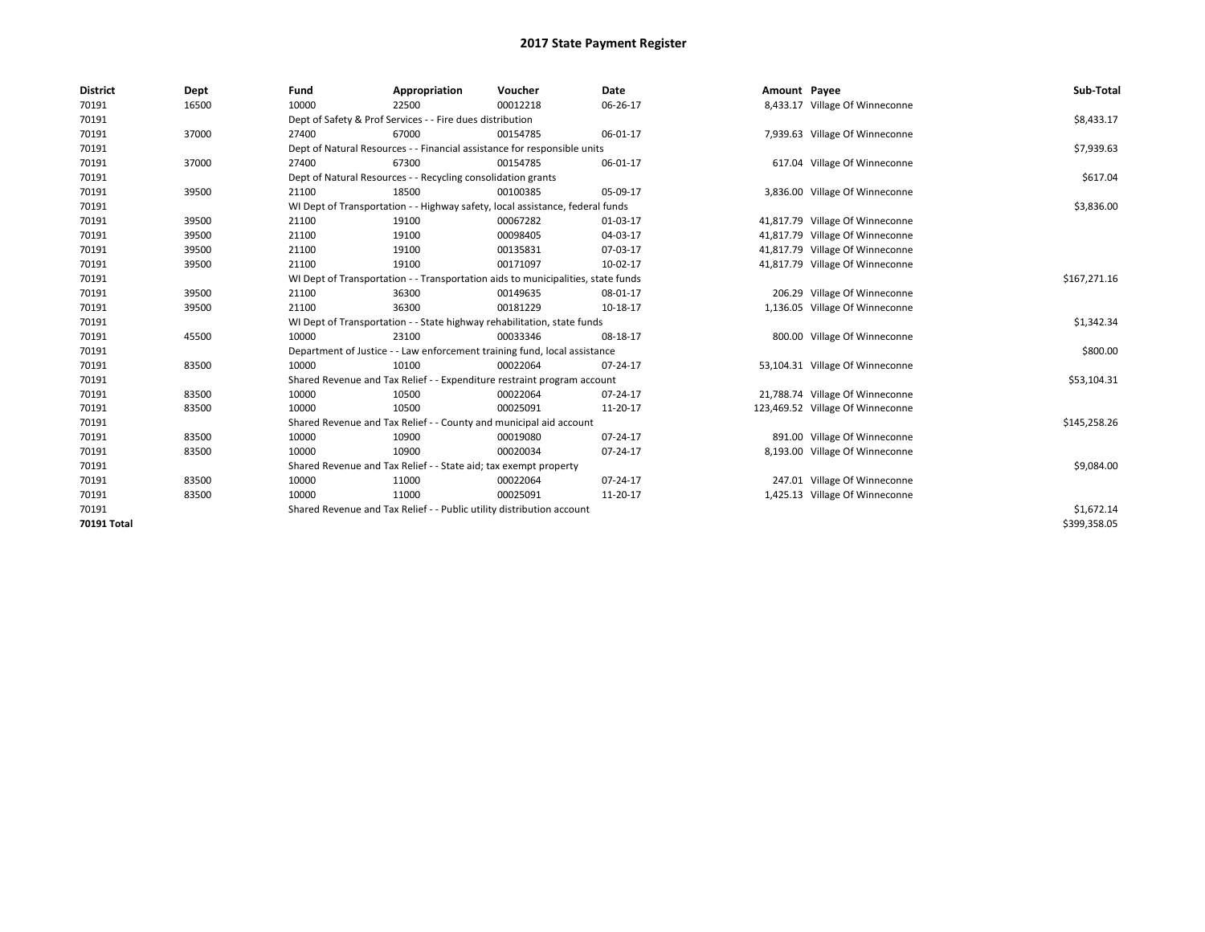# 2017 State Payment Register

| District | Dept | Fund | Appropriation | Voucher | Date | Amount | Payee | Sub-Total |
|---|---|---|---|---|---|---|---|---|
| 70191 | 16500 | 10000 | 22500 | 00012218 | 06-26-17 | 8,433.17 | Village Of Winneconne | |
| 70191 | | Dept of Safety & Prof Services - - Fire dues distribution | | | | | | $8,433.17 |
| 70191 | 37000 | 27400 | 67000 | 00154785 | 06-01-17 | 7,939.63 | Village Of Winneconne | |
| 70191 | | Dept of Natural Resources - - Financial assistance for responsible units | | | | | | $7,939.63 |
| 70191 | 37000 | 27400 | 67300 | 00154785 | 06-01-17 | 617.04 | Village Of Winneconne | |
| 70191 | | Dept of Natural Resources - - Recycling consolidation grants | | | | | | $617.04 |
| 70191 | 39500 | 21100 | 18500 | 00100385 | 05-09-17 | 3,836.00 | Village Of Winneconne | |
| 70191 | | WI Dept of Transportation - - Highway safety, local assistance, federal funds | | | | | | $3,836.00 |
| 70191 | 39500 | 21100 | 19100 | 00067282 | 01-03-17 | 41,817.79 | Village Of Winneconne | |
| 70191 | 39500 | 21100 | 19100 | 00098405 | 04-03-17 | 41,817.79 | Village Of Winneconne | |
| 70191 | 39500 | 21100 | 19100 | 00135831 | 07-03-17 | 41,817.79 | Village Of Winneconne | |
| 70191 | 39500 | 21100 | 19100 | 00171097 | 10-02-17 | 41,817.79 | Village Of Winneconne | |
| 70191 | | WI Dept of Transportation - - Transportation aids to municipalities, state funds | | | | | | $167,271.16 |
| 70191 | 39500 | 21100 | 36300 | 00149635 | 08-01-17 | 206.29 | Village Of Winneconne | |
| 70191 | 39500 | 21100 | 36300 | 00181229 | 10-18-17 | 1,136.05 | Village Of Winneconne | |
| 70191 | | WI Dept of Transportation - - State highway rehabilitation, state funds | | | | | | $1,342.34 |
| 70191 | 45500 | 10000 | 23100 | 00033346 | 08-18-17 | 800.00 | Village Of Winneconne | |
| 70191 | | Department of Justice - - Law enforcement training fund, local assistance | | | | | | $800.00 |
| 70191 | 83500 | 10000 | 10100 | 00022064 | 07-24-17 | 53,104.31 | Village Of Winneconne | |
| 70191 | | Shared Revenue and Tax Relief - - Expenditure restraint program account | | | | | | $53,104.31 |
| 70191 | 83500 | 10000 | 10500 | 00022064 | 07-24-17 | 21,788.74 | Village Of Winneconne | |
| 70191 | 83500 | 10000 | 10500 | 00025091 | 11-20-17 | 123,469.52 | Village Of Winneconne | |
| 70191 | | Shared Revenue and Tax Relief - - County and municipal aid account | | | | | | $145,258.26 |
| 70191 | 83500 | 10000 | 10900 | 00019080 | 07-24-17 | 891.00 | Village Of Winneconne | |
| 70191 | 83500 | 10000 | 10900 | 00020034 | 07-24-17 | 8,193.00 | Village Of Winneconne | |
| 70191 | | Shared Revenue and Tax Relief - - State aid; tax exempt property | | | | | | $9,084.00 |
| 70191 | 83500 | 10000 | 11000 | 00022064 | 07-24-17 | 247.01 | Village Of Winneconne | |
| 70191 | 83500 | 10000 | 11000 | 00025091 | 11-20-17 | 1,425.13 | Village Of Winneconne | |
| 70191 | | Shared Revenue and Tax Relief - - Public utility distribution account | | | | | | $1,672.14 |
| **70191 Total** | | | | | | | | $399,358.05 |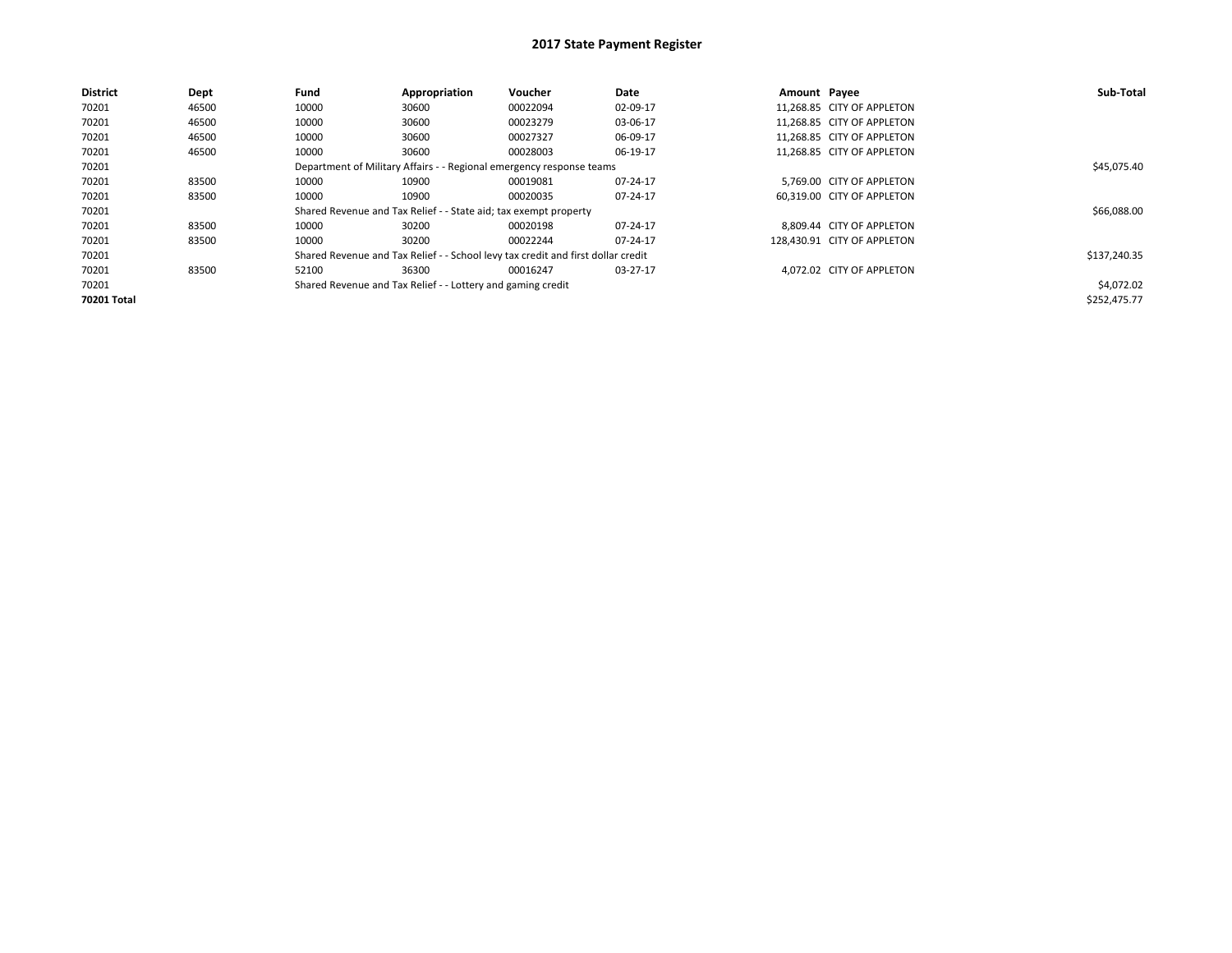# 2017 State Payment Register

| District | Dept | Fund | Appropriation | Voucher | Date | Amount | Payee | Sub-Total |
|---|---|---|---|---|---|---|---|---|
| 70201 | 46500 | 10000 | 30600 | 00022094 | 02-09-17 | 11,268.85 | CITY OF APPLETON | |
| 70201 | 46500 | 10000 | 30600 | 00023279 | 03-06-17 | 11,268.85 | CITY OF APPLETON | |
| 70201 | 46500 | 10000 | 30600 | 00027327 | 06-09-17 | 11,268.85 | CITY OF APPLETON | |
| 70201 | 46500 | 10000 | 30600 | 00028003 | 06-19-17 | 11,268.85 | CITY OF APPLETON | |
| 70201 | | Department of Military Affairs - - Regional emergency response teams | | | | | | $45,075.40 |
| 70201 | 83500 | 10000 | 10900 | 00019081 | 07-24-17 | 5,769.00 | CITY OF APPLETON | |
| 70201 | 83500 | 10000 | 10900 | 00020035 | 07-24-17 | 60,319.00 | CITY OF APPLETON | |
| 70201 | | Shared Revenue and Tax Relief - - State aid; tax exempt property | | | | | | $66,088.00 |
| 70201 | 83500 | 10000 | 30200 | 00020198 | 07-24-17 | 8,809.44 | CITY OF APPLETON | |
| 70201 | 83500 | 10000 | 30200 | 00022244 | 07-24-17 | 128,430.91 | CITY OF APPLETON | |
| 70201 | | Shared Revenue and Tax Relief - - School levy tax credit and first dollar credit | | | | | | $137,240.35 |
| 70201 | 83500 | 52100 | 36300 | 00016247 | 03-27-17 | 4,072.02 | CITY OF APPLETON | |
| 70201 | | Shared Revenue and Tax Relief - - Lottery and gaming credit | | | | | | $4,072.02 |
| **70201 Total** | | | | | | | | $252,475.77 |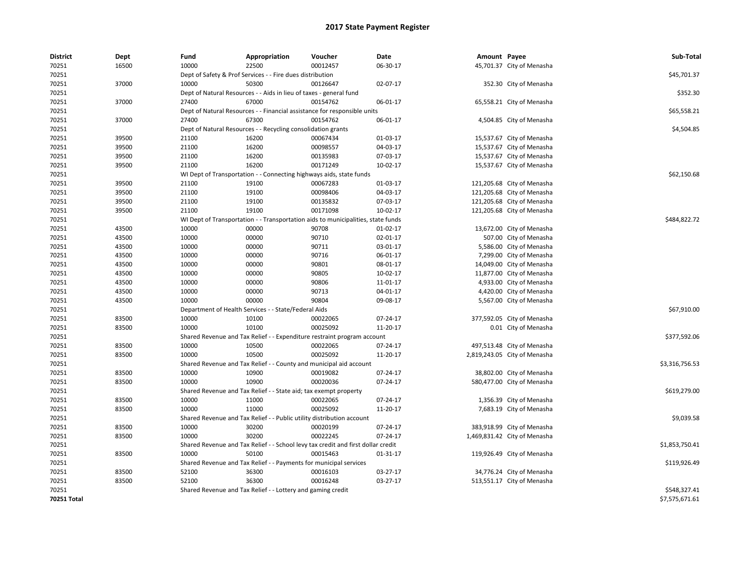# 2017 State Payment Register

| District | Dept | Fund | Appropriation | Voucher | Date | Amount | Payee | Sub-Total |
|---|---|---|---|---|---|---|---|---|
| 70251 | 16500 | 10000 | 22500 | 00012457 | 06-30-17 | 45,701.37 | City of Menasha | |
| 70251 | | Dept of Safety & Prof Services - - Fire dues distribution | | | | | | $45,701.37 |
| 70251 | 37000 | 10000 | 50300 | 00126647 | 02-07-17 | 352.30 | City of Menasha | |
| 70251 | | Dept of Natural Resources - - Aids in lieu of taxes - general fund | | | | | | $352.30 |
| 70251 | 37000 | 27400 | 67000 | 00154762 | 06-01-17 | 65,558.21 | City of Menasha | |
| 70251 | | Dept of Natural Resources - - Financial assistance for responsible units | | | | | | $65,558.21 |
| 70251 | 37000 | 27400 | 67300 | 00154762 | 06-01-17 | 4,504.85 | City of Menasha | |
| 70251 | | Dept of Natural Resources - - Recycling consolidation grants | | | | | | $4,504.85 |
| 70251 | 39500 | 21100 | 16200 | 00067434 | 01-03-17 | 15,537.67 | City of Menasha | |
| 70251 | 39500 | 21100 | 16200 | 00098557 | 04-03-17 | 15,537.67 | City of Menasha | |
| 70251 | 39500 | 21100 | 16200 | 00135983 | 07-03-17 | 15,537.67 | City of Menasha | |
| 70251 | 39500 | 21100 | 16200 | 00171249 | 10-02-17 | 15,537.67 | City of Menasha | |
| 70251 | | WI Dept of Transportation - - Connecting highways aids, state funds | | | | | | $62,150.68 |
| 70251 | 39500 | 21100 | 19100 | 00067283 | 01-03-17 | 121,205.68 | City of Menasha | |
| 70251 | 39500 | 21100 | 19100 | 00098406 | 04-03-17 | 121,205.68 | City of Menasha | |
| 70251 | 39500 | 21100 | 19100 | 00135832 | 07-03-17 | 121,205.68 | City of Menasha | |
| 70251 | 39500 | 21100 | 19100 | 00171098 | 10-02-17 | 121,205.68 | City of Menasha | |
| 70251 | | WI Dept of Transportation - - Transportation aids to municipalities, state funds | | | | | | $484,822.72 |
| 70251 | 43500 | 10000 | 00000 | 90708 | 01-02-17 | 13,672.00 | City of Menasha | |
| 70251 | 43500 | 10000 | 00000 | 90710 | 02-01-17 | 507.00 | City of Menasha | |
| 70251 | 43500 | 10000 | 00000 | 90711 | 03-01-17 | 5,586.00 | City of Menasha | |
| 70251 | 43500 | 10000 | 00000 | 90716 | 06-01-17 | 7,299.00 | City of Menasha | |
| 70251 | 43500 | 10000 | 00000 | 90801 | 08-01-17 | 14,049.00 | City of Menasha | |
| 70251 | 43500 | 10000 | 00000 | 90805 | 10-02-17 | 11,877.00 | City of Menasha | |
| 70251 | 43500 | 10000 | 00000 | 90806 | 11-01-17 | 4,933.00 | City of Menasha | |
| 70251 | 43500 | 10000 | 00000 | 90713 | 04-01-17 | 4,420.00 | City of Menasha | |
| 70251 | 43500 | 10000 | 00000 | 90804 | 09-08-17 | 5,567.00 | City of Menasha | |
| 70251 | | Department of Health Services - - State/Federal Aids | | | | | | $67,910.00 |
| 70251 | 83500 | 10000 | 10100 | 00022065 | 07-24-17 | 377,592.05 | City of Menasha | |
| 70251 | 83500 | 10000 | 10100 | 00025092 | 11-20-17 | 0.01 | City of Menasha | |
| 70251 | | Shared Revenue and Tax Relief - - Expenditure restraint program account | | | | | | $377,592.06 |
| 70251 | 83500 | 10000 | 10500 | 00022065 | 07-24-17 | 497,513.48 | City of Menasha | |
| 70251 | 83500 | 10000 | 10500 | 00025092 | 11-20-17 | 2,819,243.05 | City of Menasha | |
| 70251 | | Shared Revenue and Tax Relief - - County and municipal aid account | | | | | | $3,316,756.53 |
| 70251 | 83500 | 10000 | 10900 | 00019082 | 07-24-17 | 38,802.00 | City of Menasha | |
| 70251 | 83500 | 10000 | 10900 | 00020036 | 07-24-17 | 580,477.00 | City of Menasha | |
| 70251 | | Shared Revenue and Tax Relief - - State aid; tax exempt property | | | | | | $619,279.00 |
| 70251 | 83500 | 10000 | 11000 | 00022065 | 07-24-17 | 1,356.39 | City of Menasha | |
| 70251 | 83500 | 10000 | 11000 | 00025092 | 11-20-17 | 7,683.19 | City of Menasha | |
| 70251 | | Shared Revenue and Tax Relief - - Public utility distribution account | | | | | | $9,039.58 |
| 70251 | 83500 | 10000 | 30200 | 00020199 | 07-24-17 | 383,918.99 | City of Menasha | |
| 70251 | 83500 | 10000 | 30200 | 00022245 | 07-24-17 | 1,469,831.42 | City of Menasha | |
| 70251 | | Shared Revenue and Tax Relief - - School levy tax credit and first dollar credit | | | | | | $1,853,750.41 |
| 70251 | 83500 | 10000 | 50100 | 00015463 | 01-31-17 | 119,926.49 | City of Menasha | |
| 70251 | | Shared Revenue and Tax Relief - - Payments for municipal services | | | | | | $119,926.49 |
| 70251 | 83500 | 52100 | 36300 | 00016103 | 03-27-17 | 34,776.24 | City of Menasha | |
| 70251 | 83500 | 52100 | 36300 | 00016248 | 03-27-17 | 513,551.17 | City of Menasha | |
| 70251 | | Shared Revenue and Tax Relief - - Lottery and gaming credit | | | | | | $548,327.41 |
| **70251 Total** | | | | | | | | $7,575,671.61 |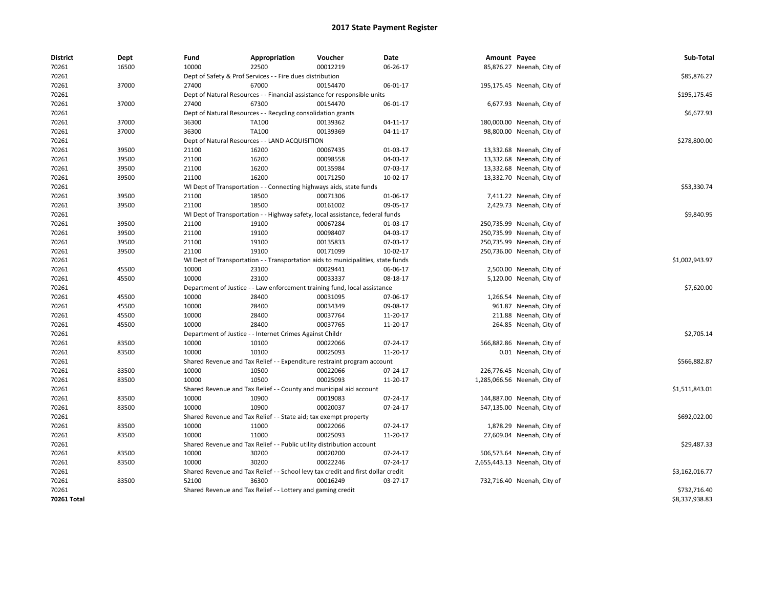# 2017 State Payment Register

| District | Dept | Fund | Appropriation | Voucher | Date | Amount | Payee | Sub-Total |
|---|---|---|---|---|---|---|---|---|
| 70261 | 16500 | 10000 | 22500 | 00012219 | 06-26-17 | 85,876.27 | Neenah, City of | |
| 70261 | | Dept of Safety & Prof Services - - Fire dues distribution | | | | | | $85,876.27 |
| 70261 | 37000 | 27400 | 67000 | 00154470 | 06-01-17 | 195,175.45 | Neenah, City of | |
| 70261 | | Dept of Natural Resources - - Financial assistance for responsible units | | | | | | $195,175.45 |
| 70261 | 37000 | 27400 | 67300 | 00154470 | 06-01-17 | 6,677.93 | Neenah, City of | |
| 70261 | | Dept of Natural Resources - - Recycling consolidation grants | | | | | | $6,677.93 |
| 70261 | 37000 | 36300 | TA100 | 00139362 | 04-11-17 | 180,000.00 | Neenah, City of | |
| 70261 | 37000 | 36300 | TA100 | 00139369 | 04-11-17 | 98,800.00 | Neenah, City of | |
| 70261 | | Dept of Natural Resources - - LAND ACQUISITION | | | | | | $278,800.00 |
| 70261 | 39500 | 21100 | 16200 | 00067435 | 01-03-17 | 13,332.68 | Neenah, City of | |
| 70261 | 39500 | 21100 | 16200 | 00098558 | 04-03-17 | 13,332.68 | Neenah, City of | |
| 70261 | 39500 | 21100 | 16200 | 00135984 | 07-03-17 | 13,332.68 | Neenah, City of | |
| 70261 | 39500 | 21100 | 16200 | 00171250 | 10-02-17 | 13,332.70 | Neenah, City of | |
| 70261 | | WI Dept of Transportation - - Connecting highways aids, state funds | | | | | | $53,330.74 |
| 70261 | 39500 | 21100 | 18500 | 00071306 | 01-06-17 | 7,411.22 | Neenah, City of | |
| 70261 | 39500 | 21100 | 18500 | 00161002 | 09-05-17 | 2,429.73 | Neenah, City of | |
| 70261 | | WI Dept of Transportation - - Highway safety, local assistance, federal funds | | | | | | $9,840.95 |
| 70261 | 39500 | 21100 | 19100 | 00067284 | 01-03-17 | 250,735.99 | Neenah, City of | |
| 70261 | 39500 | 21100 | 19100 | 00098407 | 04-03-17 | 250,735.99 | Neenah, City of | |
| 70261 | 39500 | 21100 | 19100 | 00135833 | 07-03-17 | 250,735.99 | Neenah, City of | |
| 70261 | 39500 | 21100 | 19100 | 00171099 | 10-02-17 | 250,736.00 | Neenah, City of | |
| 70261 | | WI Dept of Transportation - - Transportation aids to municipalities, state funds | | | | | | $1,002,943.97 |
| 70261 | 45500 | 10000 | 23100 | 00029441 | 06-06-17 | 2,500.00 | Neenah, City of | |
| 70261 | 45500 | 10000 | 23100 | 00033337 | 08-18-17 | 5,120.00 | Neenah, City of | |
| 70261 | | Department of Justice - - Law enforcement training fund, local assistance | | | | | | $7,620.00 |
| 70261 | 45500 | 10000 | 28400 | 00031095 | 07-06-17 | 1,266.54 | Neenah, City of | |
| 70261 | 45500 | 10000 | 28400 | 00034349 | 09-08-17 | 961.87 | Neenah, City of | |
| 70261 | 45500 | 10000 | 28400 | 00037764 | 11-20-17 | 211.88 | Neenah, City of | |
| 70261 | 45500 | 10000 | 28400 | 00037765 | 11-20-17 | 264.85 | Neenah, City of | |
| 70261 | | Department of Justice - - Internet Crimes Against Childr | | | | | | $2,705.14 |
| 70261 | 83500 | 10000 | 10100 | 00022066 | 07-24-17 | 566,882.86 | Neenah, City of | |
| 70261 | 83500 | 10000 | 10100 | 00025093 | 11-20-17 | 0.01 | Neenah, City of | |
| 70261 | | Shared Revenue and Tax Relief - - Expenditure restraint program account | | | | | | $566,882.87 |
| 70261 | 83500 | 10000 | 10500 | 00022066 | 07-24-17 | 226,776.45 | Neenah, City of | |
| 70261 | 83500 | 10000 | 10500 | 00025093 | 11-20-17 | 1,285,066.56 | Neenah, City of | |
| 70261 | | Shared Revenue and Tax Relief - - County and municipal aid account | | | | | | $1,511,843.01 |
| 70261 | 83500 | 10000 | 10900 | 00019083 | 07-24-17 | 144,887.00 | Neenah, City of | |
| 70261 | 83500 | 10000 | 10900 | 00020037 | 07-24-17 | 547,135.00 | Neenah, City of | |
| 70261 | | Shared Revenue and Tax Relief - - State aid; tax exempt property | | | | | | $692,022.00 |
| 70261 | 83500 | 10000 | 11000 | 00022066 | 07-24-17 | 1,878.29 | Neenah, City of | |
| 70261 | 83500 | 10000 | 11000 | 00025093 | 11-20-17 | 27,609.04 | Neenah, City of | |
| 70261 | | Shared Revenue and Tax Relief - - Public utility distribution account | | | | | | $29,487.33 |
| 70261 | 83500 | 10000 | 30200 | 00020200 | 07-24-17 | 506,573.64 | Neenah, City of | |
| 70261 | 83500 | 10000 | 30200 | 00022246 | 07-24-17 | 2,655,443.13 | Neenah, City of | |
| 70261 | | Shared Revenue and Tax Relief - - School levy tax credit and first dollar credit | | | | | | $3,162,016.77 |
| 70261 | 83500 | 52100 | 36300 | 00016249 | 03-27-17 | 732,716.40 | Neenah, City of | |
| 70261 | | Shared Revenue and Tax Relief - - Lottery and gaming credit | | | | | | $732,716.40 |
| **70261 Total** | | | | | | | | $8,337,938.83 |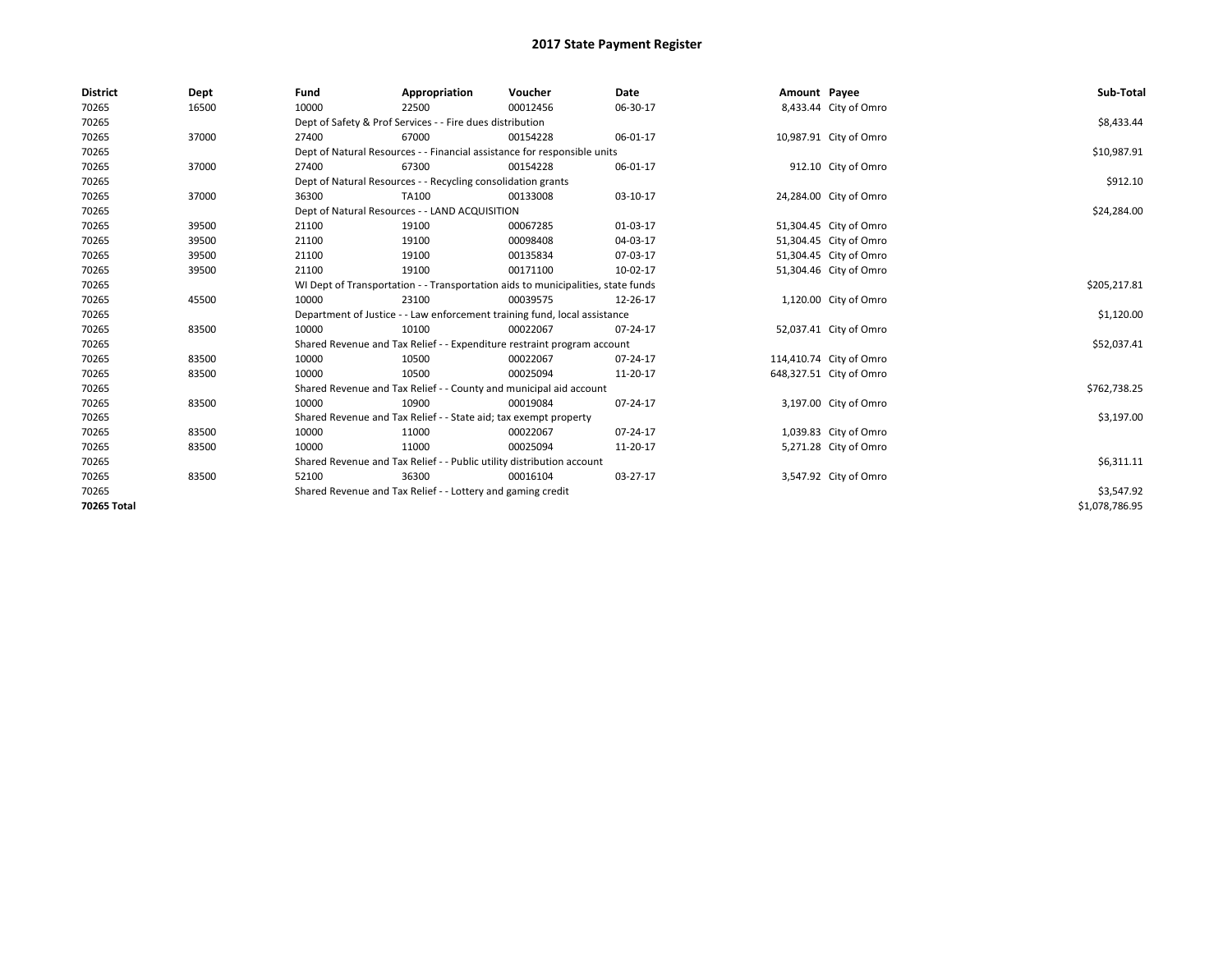# 2017 State Payment Register

| District | Dept | Fund | Appropriation | Voucher | Date | Amount | Payee | Sub-Total |
|---|---|---|---|---|---|---|---|---|
| 70265 | 16500 | 10000 | 22500 | 00012456 | 06-30-17 | 8,433.44 | City of Omro | |
| 70265 | | Dept of Safety & Prof Services - - Fire dues distribution | | | | | | $8,433.44 |
| 70265 | 37000 | 27400 | 67000 | 00154228 | 06-01-17 | 10,987.91 | City of Omro | |
| 70265 | | Dept of Natural Resources - - Financial assistance for responsible units | | | | | | $10,987.91 |
| 70265 | 37000 | 27400 | 67300 | 00154228 | 06-01-17 | 912.10 | City of Omro | |
| 70265 | | Dept of Natural Resources - - Recycling consolidation grants | | | | | | $912.10 |
| 70265 | 37000 | 36300 | TA100 | 00133008 | 03-10-17 | 24,284.00 | City of Omro | |
| 70265 | | Dept of Natural Resources - - LAND ACQUISITION | | | | | | $24,284.00 |
| 70265 | 39500 | 21100 | 19100 | 00067285 | 01-03-17 | 51,304.45 | City of Omro | |
| 70265 | 39500 | 21100 | 19100 | 00098408 | 04-03-17 | 51,304.45 | City of Omro | |
| 70265 | 39500 | 21100 | 19100 | 00135834 | 07-03-17 | 51,304.45 | City of Omro | |
| 70265 | 39500 | 21100 | 19100 | 00171100 | 10-02-17 | 51,304.46 | City of Omro | |
| 70265 | | WI Dept of Transportation - - Transportation aids to municipalities, state funds | | | | | | $205,217.81 |
| 70265 | 45500 | 10000 | 23100 | 00039575 | 12-26-17 | 1,120.00 | City of Omro | |
| 70265 | | Department of Justice - - Law enforcement training fund, local assistance | | | | | | $1,120.00 |
| 70265 | 83500 | 10000 | 10100 | 00022067 | 07-24-17 | 52,037.41 | City of Omro | |
| 70265 | | Shared Revenue and Tax Relief - - Expenditure restraint program account | | | | | | $52,037.41 |
| 70265 | 83500 | 10000 | 10500 | 00022067 | 07-24-17 | 114,410.74 | City of Omro | |
| 70265 | 83500 | 10000 | 10500 | 00025094 | 11-20-17 | 648,327.51 | City of Omro | |
| 70265 | | Shared Revenue and Tax Relief - - County and municipal aid account | | | | | | $762,738.25 |
| 70265 | 83500 | 10000 | 10900 | 00019084 | 07-24-17 | 3,197.00 | City of Omro | |
| 70265 | | Shared Revenue and Tax Relief - - State aid; tax exempt property | | | | | | $3,197.00 |
| 70265 | 83500 | 10000 | 11000 | 00022067 | 07-24-17 | 1,039.83 | City of Omro | |
| 70265 | 83500 | 10000 | 11000 | 00025094 | 11-20-17 | 5,271.28 | City of Omro | |
| 70265 | | Shared Revenue and Tax Relief - - Public utility distribution account | | | | | | $6,311.11 |
| 70265 | 83500 | 52100 | 36300 | 00016104 | 03-27-17 | 3,547.92 | City of Omro | |
| 70265 | | Shared Revenue and Tax Relief - - Lottery and gaming credit | | | | | | $3,547.92 |
| **70265 Total** | | | | | | | | $1,078,786.95 |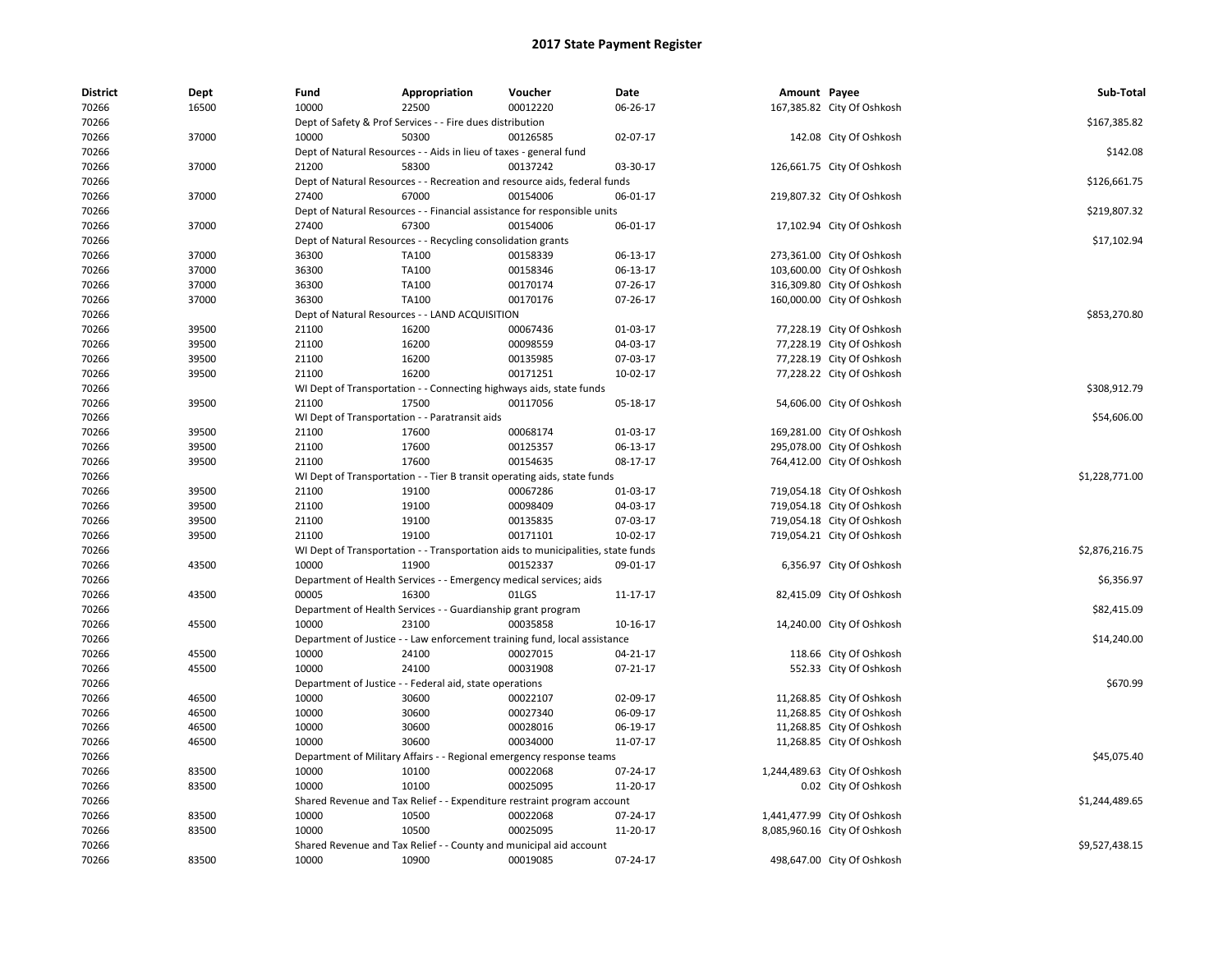# 2017 State Payment Register

| District | Dept | Fund | Appropriation | Voucher | Date | Amount | Payee | Sub-Total |
|---|---|---|---|---|---|---|---|---|
| 70266 | 16500 | 10000 | 22500 | 00012220 | 06-26-17 | 167,385.82 | City Of Oshkosh | |
| 70266 | | Dept of Safety & Prof Services - - Fire dues distribution | | | | | | $167,385.82 |
| 70266 | 37000 | 10000 | 50300 | 00126585 | 02-07-17 | 142.08 | City Of Oshkosh | |
| 70266 | | Dept of Natural Resources - - Aids in lieu of taxes - general fund | | | | | | $142.08 |
| 70266 | 37000 | 21200 | 58300 | 00137242 | 03-30-17 | 126,661.75 | City Of Oshkosh | |
| 70266 | | Dept of Natural Resources - - Recreation and resource aids, federal funds | | | | | | $126,661.75 |
| 70266 | 37000 | 27400 | 67000 | 00154006 | 06-01-17 | 219,807.32 | City Of Oshkosh | |
| 70266 | | Dept of Natural Resources - - Financial assistance for responsible units | | | | | | $219,807.32 |
| 70266 | 37000 | 27400 | 67300 | 00154006 | 06-01-17 | 17,102.94 | City Of Oshkosh | |
| 70266 | | Dept of Natural Resources - - Recycling consolidation grants | | | | | | $17,102.94 |
| 70266 | 37000 | 36300 | TA100 | 00158339 | 06-13-17 | 273,361.00 | City Of Oshkosh | |
| 70266 | 37000 | 36300 | TA100 | 00158346 | 06-13-17 | 103,600.00 | City Of Oshkosh | |
| 70266 | 37000 | 36300 | TA100 | 00170174 | 07-26-17 | 316,309.80 | City Of Oshkosh | |
| 70266 | 37000 | 36300 | TA100 | 00170176 | 07-26-17 | 160,000.00 | City Of Oshkosh | |
| 70266 | | Dept of Natural Resources - - LAND ACQUISITION | | | | | | $853,270.80 |
| 70266 | 39500 | 21100 | 16200 | 00067436 | 01-03-17 | 77,228.19 | City Of Oshkosh | |
| 70266 | 39500 | 21100 | 16200 | 00098559 | 04-03-17 | 77,228.19 | City Of Oshkosh | |
| 70266 | 39500 | 21100 | 16200 | 00135985 | 07-03-17 | 77,228.19 | City Of Oshkosh | |
| 70266 | 39500 | 21100 | 16200 | 00171251 | 10-02-17 | 77,228.22 | City Of Oshkosh | |
| 70266 | | WI Dept of Transportation - - Connecting highways aids, state funds | | | | | | $308,912.79 |
| 70266 | 39500 | 21100 | 17500 | 00117056 | 05-18-17 | 54,606.00 | City Of Oshkosh | |
| 70266 | | WI Dept of Transportation - - Paratransit aids | | | | | | $54,606.00 |
| 70266 | 39500 | 21100 | 17600 | 00068174 | 01-03-17 | 169,281.00 | City Of Oshkosh | |
| 70266 | 39500 | 21100 | 17600 | 00125357 | 06-13-17 | 295,078.00 | City Of Oshkosh | |
| 70266 | 39500 | 21100 | 17600 | 00154635 | 08-17-17 | 764,412.00 | City Of Oshkosh | |
| 70266 | | WI Dept of Transportation - - Tier B transit operating aids, state funds | | | | | | $1,228,771.00 |
| 70266 | 39500 | 21100 | 19100 | 00067286 | 01-03-17 | 719,054.18 | City Of Oshkosh | |
| 70266 | 39500 | 21100 | 19100 | 00098409 | 04-03-17 | 719,054.18 | City Of Oshkosh | |
| 70266 | 39500 | 21100 | 19100 | 00135835 | 07-03-17 | 719,054.18 | City Of Oshkosh | |
| 70266 | 39500 | 21100 | 19100 | 00171101 | 10-02-17 | 719,054.21 | City Of Oshkosh | |
| 70266 | | WI Dept of Transportation - - Transportation aids to municipalities, state funds | | | | | | $2,876,216.75 |
| 70266 | 43500 | 10000 | 11900 | 00152337 | 09-01-17 | 6,356.97 | City Of Oshkosh | |
| 70266 | | Department of Health Services - - Emergency medical services; aids | | | | | | $6,356.97 |
| 70266 | 43500 | 00005 | 16300 | 01LGS | 11-17-17 | 82,415.09 | City Of Oshkosh | |
| 70266 | | Department of Health Services - - Guardianship grant program | | | | | | $82,415.09 |
| 70266 | 45500 | 10000 | 23100 | 00035858 | 10-16-17 | 14,240.00 | City Of Oshkosh | |
| 70266 | | Department of Justice - - Law enforcement training fund, local assistance | | | | | | $14,240.00 |
| 70266 | 45500 | 10000 | 24100 | 00027015 | 04-21-17 | 118.66 | City Of Oshkosh | |
| 70266 | 45500 | 10000 | 24100 | 00031908 | 07-21-17 | 552.33 | City Of Oshkosh | |
| 70266 | | Department of Justice - - Federal aid, state operations | | | | | | $670.99 |
| 70266 | 46500 | 10000 | 30600 | 00022107 | 02-09-17 | 11,268.85 | City Of Oshkosh | |
| 70266 | 46500 | 10000 | 30600 | 00027340 | 06-09-17 | 11,268.85 | City Of Oshkosh | |
| 70266 | 46500 | 10000 | 30600 | 00028016 | 06-19-17 | 11,268.85 | City Of Oshkosh | |
| 70266 | 46500 | 10000 | 30600 | 00034000 | 11-07-17 | 11,268.85 | City Of Oshkosh | |
| 70266 | | Department of Military Affairs - - Regional emergency response teams | | | | | | $45,075.40 |
| 70266 | 83500 | 10000 | 10100 | 00022068 | 07-24-17 | 1,244,489.63 | City Of Oshkosh | |
| 70266 | 83500 | 10000 | 10100 | 00025095 | 11-20-17 | 0.02 | City Of Oshkosh | |
| 70266 | | Shared Revenue and Tax Relief - - Expenditure restraint program account | | | | | | $1,244,489.65 |
| 70266 | 83500 | 10000 | 10500 | 00022068 | 07-24-17 | 1,441,477.99 | City Of Oshkosh | |
| 70266 | 83500 | 10000 | 10500 | 00025095 | 11-20-17 | 8,085,960.16 | City Of Oshkosh | |
| 70266 | | Shared Revenue and Tax Relief - - County and municipal aid account | | | | | | $9,527,438.15 |
| 70266 | 83500 | 10000 | 10900 | 00019085 | 07-24-17 | 498,647.00 | City Of Oshkosh | |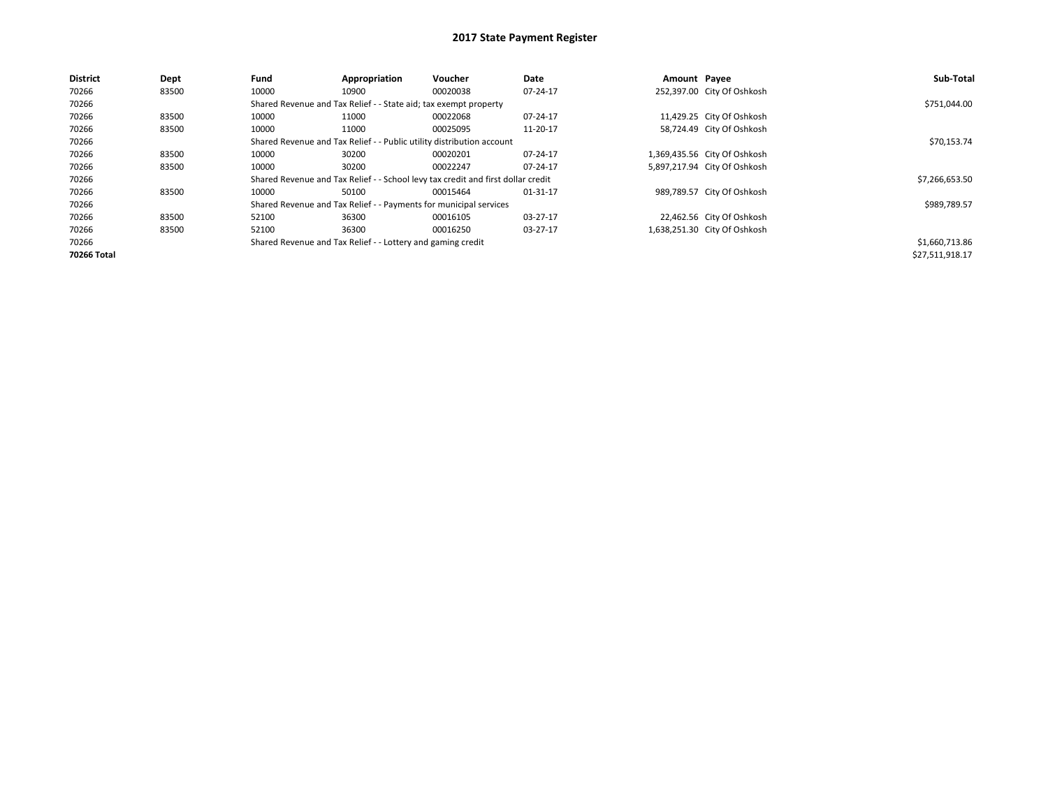# 2017 State Payment Register

| District | Dept | Fund | Appropriation | Voucher | Date | Amount | Payee | Sub-Total |
|---|---|---|---|---|---|---|---|---|
| 70266 | 83500 | 10000 | 10900 | 00020038 | 07-24-17 | 252,397.00 | City Of Oshkosh | |
| 70266 | | Shared Revenue and Tax Relief - - State aid; tax exempt property | | | | | | $751,044.00 |
| 70266 | 83500 | 10000 | 11000 | 00022068 | 07-24-17 | 11,429.25 | City Of Oshkosh | |
| 70266 | 83500 | 10000 | 11000 | 00025095 | 11-20-17 | 58,724.49 | City Of Oshkosh | |
| 70266 | | Shared Revenue and Tax Relief - - Public utility distribution account | | | | | | $70,153.74 |
| 70266 | 83500 | 10000 | 30200 | 00020201 | 07-24-17 | 1,369,435.56 | City Of Oshkosh | |
| 70266 | 83500 | 10000 | 30200 | 00022247 | 07-24-17 | 5,897,217.94 | City Of Oshkosh | |
| 70266 | | Shared Revenue and Tax Relief - - School levy tax credit and first dollar credit | | | | | | $7,266,653.50 |
| 70266 | 83500 | 10000 | 50100 | 00015464 | 01-31-17 | 989,789.57 | City Of Oshkosh | |
| 70266 | | Shared Revenue and Tax Relief - - Payments for municipal services | | | | | | $989,789.57 |
| 70266 | 83500 | 52100 | 36300 | 00016105 | 03-27-17 | 22,462.56 | City Of Oshkosh | |
| 70266 | 83500 | 52100 | 36300 | 00016250 | 03-27-17 | 1,638,251.30 | City Of Oshkosh | |
| 70266 | | Shared Revenue and Tax Relief - - Lottery and gaming credit | | | | | | $1,660,713.86 |
| **70266 Total** | | | | | | | | $27,511,918.17 |